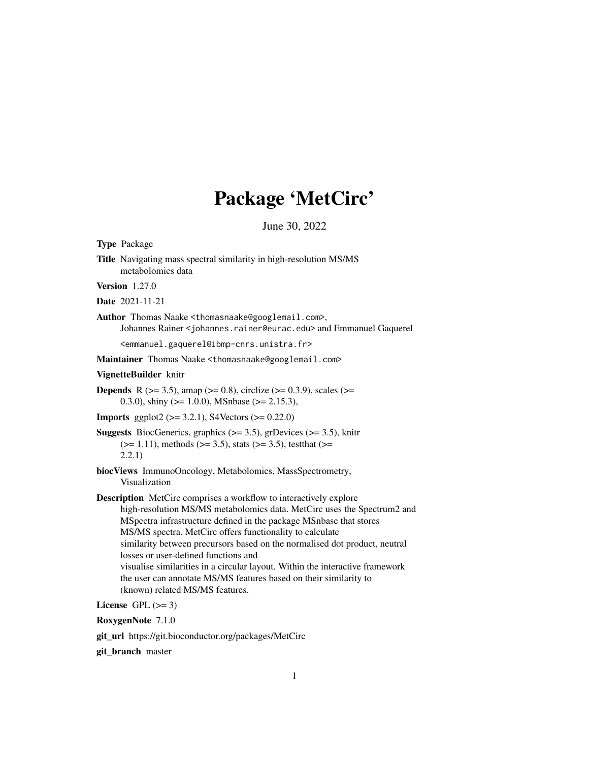# Package 'MetCirc'

June 30, 2022

**Type** Package

**Title** Navigating mass spectral similarity in high-resolution MS/MS metabolomics data

**Version** 1.27.0

**Date** 2021-11-21

**Author** Thomas Naake <thomasnaake@googlemail.com>, Johannes Rainer <johannes.rainer@eurac.edu> and Emmanuel Gaquerel <emmanuel.gaquerel@ibmp-cnrs.unistra.fr>

**Maintainer** Thomas Naake <thomasnaake@googlemail.com>

**VignetteBuilder** knitr

**Depends** R (>= 3.5), amap (>= 0.8), circlize (>= 0.3.9), scales (>= 0.3.0), shiny (>= 1.0.0), MSnbase (>= 2.15.3),

**Imports** ggplot2 (>= 3.2.1), S4Vectors (>= 0.22.0)

**Suggests** BiocGenerics, graphics (>= 3.5), grDevices (>= 3.5), knitr (>= 1.11), methods (>= 3.5), stats (>= 3.5), testthat (>= 2.2.1)

**biocViews** ImmunoOncology, Metabolomics, MassSpectrometry, Visualization

**Description** MetCirc comprises a workflow to interactively explore high-resolution MS/MS metabolomics data. MetCirc uses the Spectrum2 and MSpectra infrastructure defined in the package MSnbase that stores MS/MS spectra. MetCirc offers functionality to calculate similarity between precursors based on the normalised dot product, neutral losses or user-defined functions and visualise similarities in a circular layout. Within the interactive framework the user can annotate MS/MS features based on their similarity to (known) related MS/MS features.

**License** GPL (>= 3)

**RoxygenNote** 7.1.0

**git_url** https://git.bioconductor.org/packages/MetCirc

**git_branch** master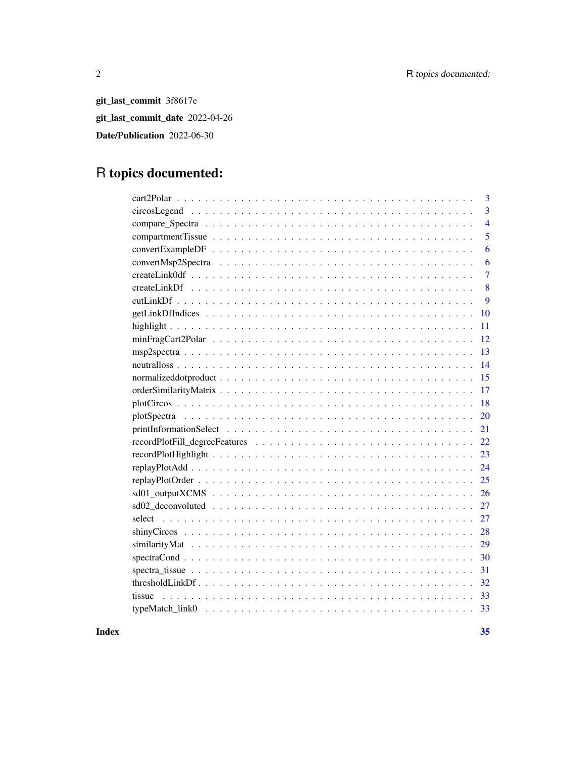**git_last_commit** 3f8617e

**git_last_commit_date** 2022-04-26

**Date/Publication** 2022-06-30

# R topics documented:

| | |
|---|---|
| cart2Polar | 3 |
| circosLegend | 3 |
| compare_Spectra | 4 |
| compartmentTissue | 5 |
| convertExampleDF | 6 |
| convertMsp2Spectra | 6 |
| createLink0df | 7 |
| createLinkDf | 8 |
| cutLinkDf | 9 |
| getLinkDfIndices | 10 |
| highlight | 11 |
| minFragCart2Polar | 12 |
| msp2spectra | 13 |
| neutralloss | 14 |
| normalizeddotproduct | 15 |
| orderSimilarityMatrix | 17 |
| plotCircos | 18 |
| plotSpectra | 20 |
| printInformationSelect | 21 |
| recordPlotFill_degreeFeatures | 22 |
| recordPlotHighlight | 23 |
| replayPlotAdd | 24 |
| replayPlotOrder | 25 |
| sd01_outputXCMS | 26 |
| sd02_deconvoluted | 27 |
| select | 27 |
| shinyCircos | 28 |
| similarityMat | 29 |
| spectraCond | 30 |
| spectra_tissue | 31 |
| thresholdLinkDf | 32 |
| tissue | 33 |
| typeMatch_link0 | 33 |

**Index** **35**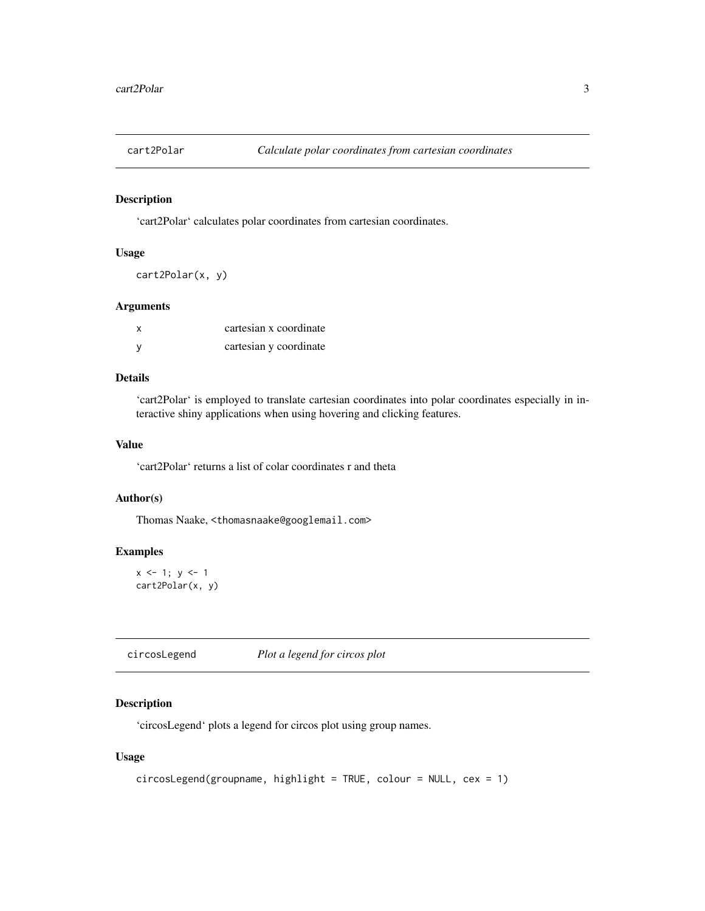## cart2Polar    *Calculate polar coordinates from cartesian coordinates*

### Description

'cart2Polar' calculates polar coordinates from cartesian coordinates.

### Usage

```
cart2Polar(x, y)
```

### Arguments

| | |
|---|---|
| x | cartesian x coordinate |
| y | cartesian y coordinate |

### Details

'cart2Polar' is employed to translate cartesian coordinates into polar coordinates especially in interactive shiny applications when using hovering and clicking features.

### Value

'cart2Polar' returns a list of colar coordinates r and theta

### Author(s)

Thomas Naake, <thomasnaake@googlemail.com>

### Examples

```
x <- 1; y <- 1
cart2Polar(x, y)
```

## circosLegend    *Plot a legend for circos plot*

### Description

'circosLegend' plots a legend for circos plot using group names.

### Usage

```
circosLegend(groupname, highlight = TRUE, colour = NULL, cex = 1)
```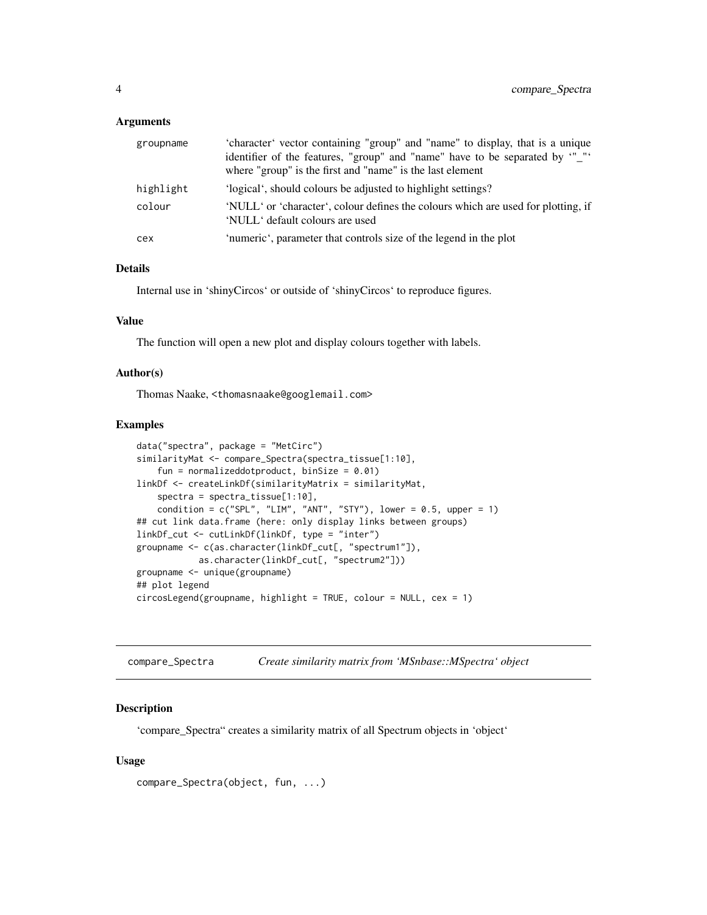### Arguments

| | |
|---|---|
| groupname | 'character' vector containing "group" and "name" to display, that is a unique identifier of the features, "group" and "name" have to be separated by '"_"' where "group" is the first and "name" is the last element |
| highlight | 'logical', should colours be adjusted to highlight settings? |
| colour | 'NULL' or 'character', colour defines the colours which are used for plotting, if 'NULL' default colours are used |
| cex | 'numeric', parameter that controls size of the legend in the plot |

### Details

Internal use in 'shinyCircos' or outside of 'shinyCircos' to reproduce figures.

### Value

The function will open a new plot and display colours together with labels.

### Author(s)

Thomas Naake, <thomasnaake@googlemail.com>

### Examples

```
data("spectra", package = "MetCirc")
similarityMat <- compare_Spectra(spectra_tissue[1:10],
    fun = normalizeddotproduct, binSize = 0.01)
linkDf <- createLinkDf(similarityMatrix = similarityMat,
    spectra = spectra_tissue[1:10],
    condition = c("SPL", "LIM", "ANT", "STY"), lower = 0.5, upper = 1)
## cut link data.frame (here: only display links between groups)
linkDf_cut <- cutLinkDf(linkDf, type = "inter")
groupname <- c(as.character(linkDf_cut[, "spectrum1"]),
            as.character(linkDf_cut[, "spectrum2"]))
groupname <- unique(groupname)
## plot legend
circosLegend(groupname, highlight = TRUE, colour = NULL, cex = 1)
```

## compare_Spectra *Create similarity matrix from 'MSnbase::MSpectra' object*

### Description

'compare_Spectra" creates a similarity matrix of all Spectrum objects in 'object'

### Usage

```
compare_Spectra(object, fun, ...)
```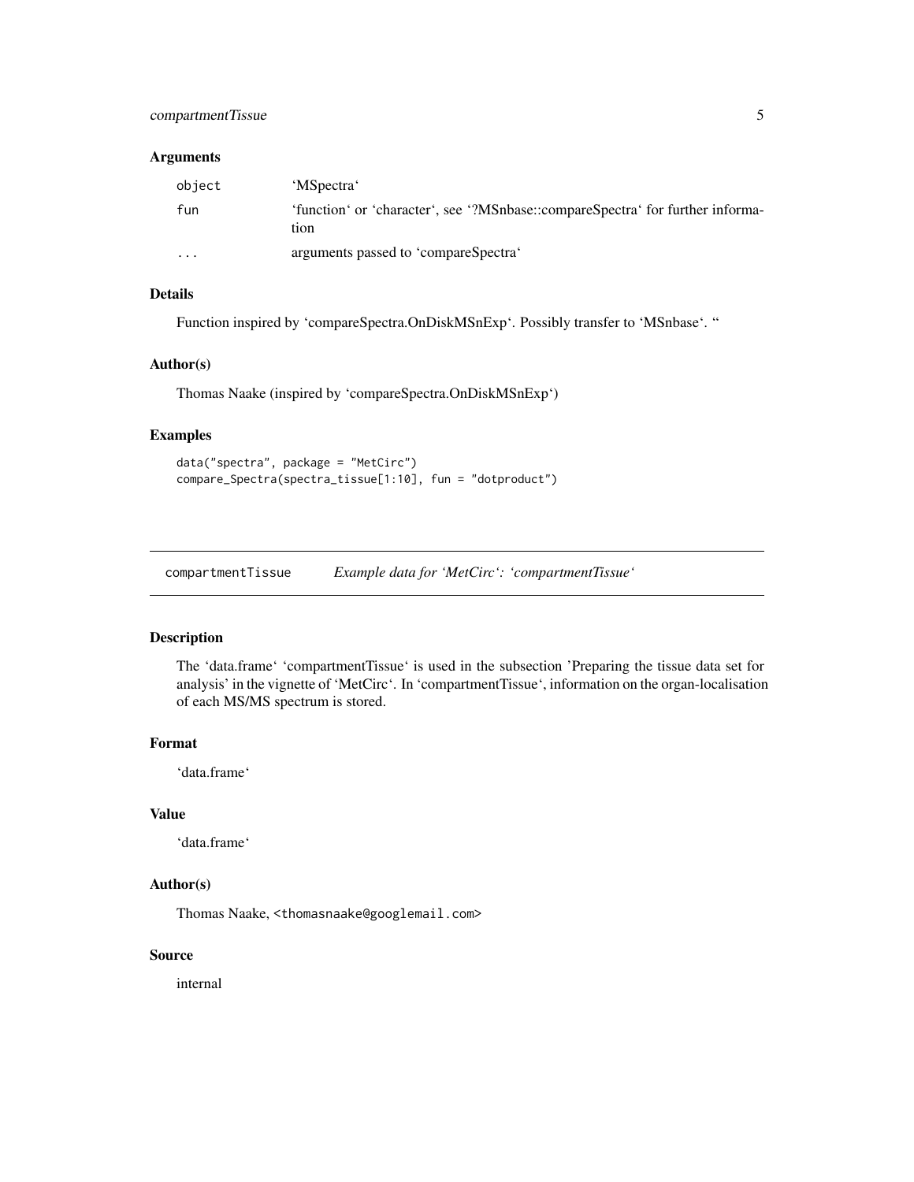### Arguments

| | |
|---|---|
| object | 'MSpectra' |
| fun | 'function' or 'character', see '?MSnbase::compareSpectra' for further information |
| ... | arguments passed to 'compareSpectra' |

### Details

Function inspired by 'compareSpectra.OnDiskMSnExp'. Possibly transfer to 'MSnbase'. "

### Author(s)

Thomas Naake (inspired by 'compareSpectra.OnDiskMSnExp')

### Examples

```
data("spectra", package = "MetCirc")
compare_Spectra(spectra_tissue[1:10], fun = "dotproduct")
```

---

## compartmentTissue *Example data for 'MetCirc': 'compartmentTissue'*

---

### Description

The 'data.frame' 'compartmentTissue' is used in the subsection 'Preparing the tissue data set for analysis' in the vignette of 'MetCirc'. In 'compartmentTissue', information on the organ-localisation of each MS/MS spectrum is stored.

### Format

'data.frame'

### Value

'data.frame'

### Author(s)

Thomas Naake, <thomasnaake@googlemail.com>

### Source

internal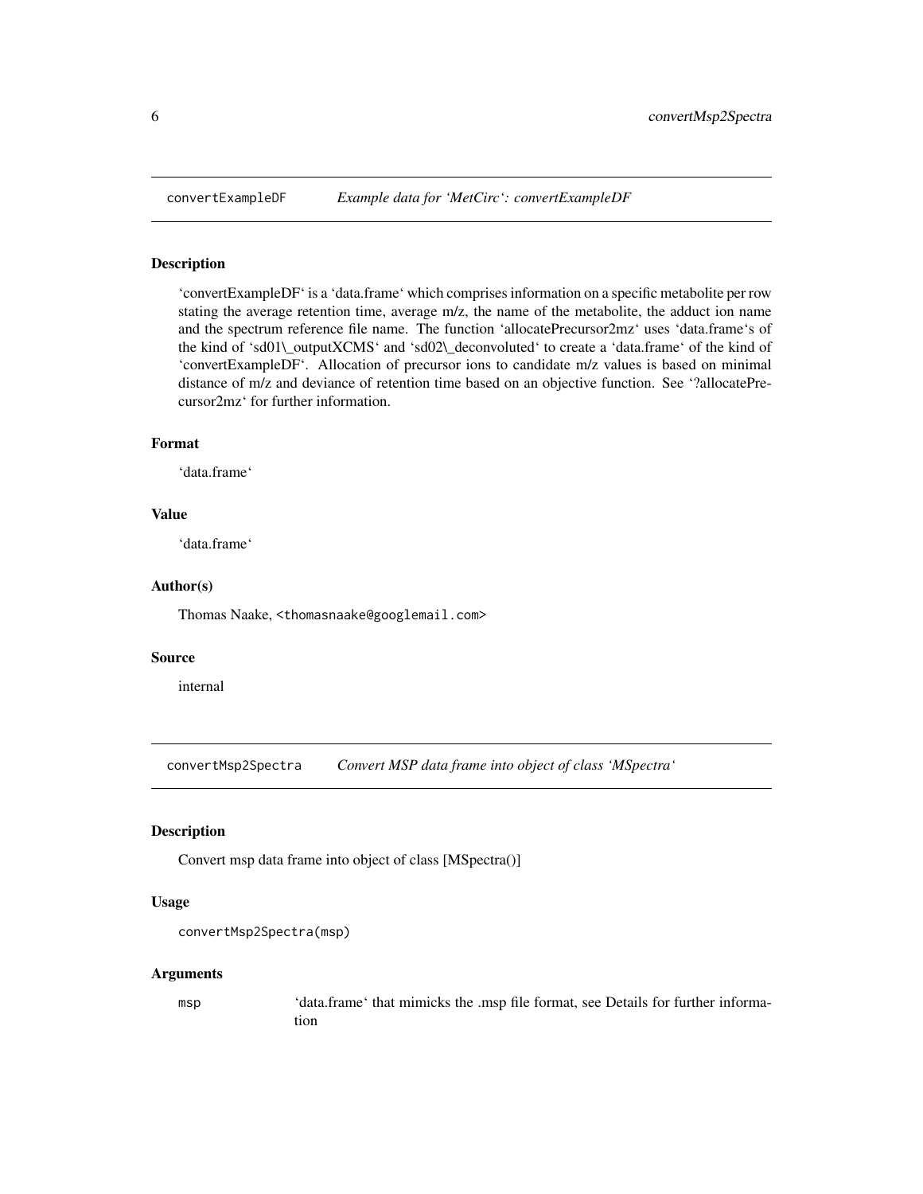## convertExampleDF *Example data for 'MetCirc': convertExampleDF*

### Description

'convertExampleDF' is a 'data.frame' which comprises information on a specific metabolite per row stating the average retention time, average m/z, the name of the metabolite, the adduct ion name and the spectrum reference file name. The function 'allocatePrecursor2mz' uses 'data.frame's of the kind of 'sd01\_outputXCMS' and 'sd02\_deconvoluted' to create a 'data.frame' of the kind of 'convertExampleDF'. Allocation of precursor ions to candidate m/z values is based on minimal distance of m/z and deviance of retention time based on an objective function. See '?allocatePrecursor2mz' for further information.

### Format

'data.frame'

### Value

'data.frame'

### Author(s)

Thomas Naake, <thomasnaake@googlemail.com>

### Source

internal

## convertMsp2Spectra *Convert MSP data frame into object of class 'MSpectra'*

### Description

Convert msp data frame into object of class [MSpectra()]

### Usage

```
convertMsp2Spectra(msp)
```

### Arguments

| | |
|---|---|
| msp | 'data.frame' that mimicks the .msp file format, see Details for further information |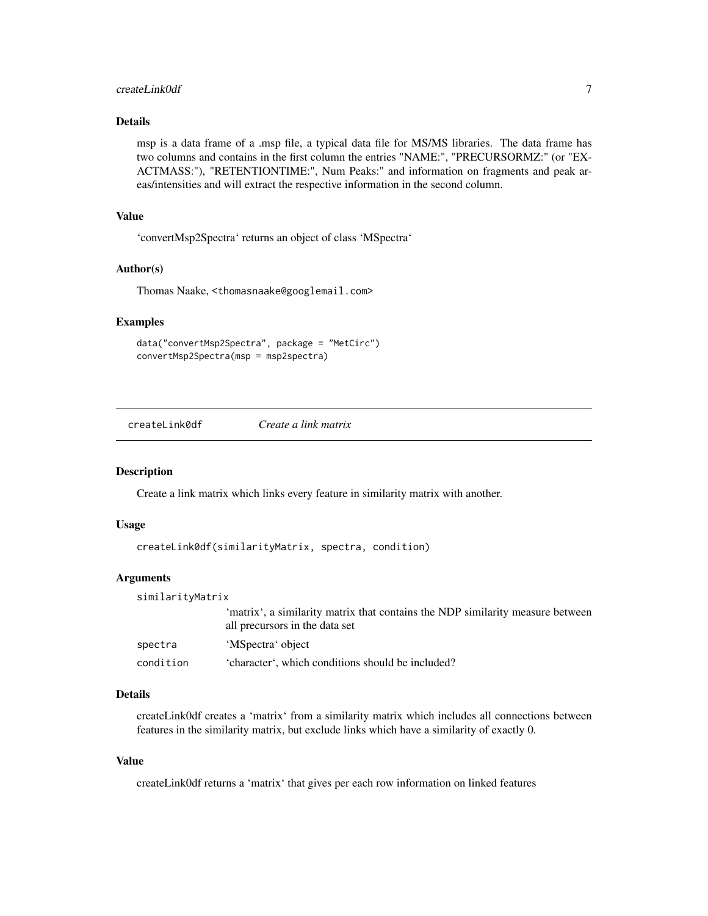### Details

msp is a data frame of a .msp file, a typical data file for MS/MS libraries. The data frame has two columns and contains in the first column the entries "NAME:", "PRECURSORMZ:" (or "EXACTMASS:"), "RETENTIONTIME:", Num Peaks:" and information on fragments and peak areas/intensities and will extract the respective information in the second column.

### Value

'convertMsp2Spectra' returns an object of class 'MSpectra'

### Author(s)

Thomas Naake, <thomasnaake@googlemail.com>

### Examples

```
data("convertMsp2Spectra", package = "MetCirc")
convertMsp2Spectra(msp = msp2spectra)
```

---

## createLink0df *Create a link matrix*

### Description

Create a link matrix which links every feature in similarity matrix with another.

### Usage

```
createLink0df(similarityMatrix, spectra, condition)
```

### Arguments

| | |
|---|---|
| similarityMatrix | 'matrix', a similarity matrix that contains the NDP similarity measure between all precursors in the data set |
| spectra | 'MSpectra' object |
| condition | 'character', which conditions should be included? |

### Details

createLink0df creates a 'matrix' from a similarity matrix which includes all connections between features in the similarity matrix, but exclude links which have a similarity of exactly 0.

### Value

createLink0df returns a 'matrix' that gives per each row information on linked features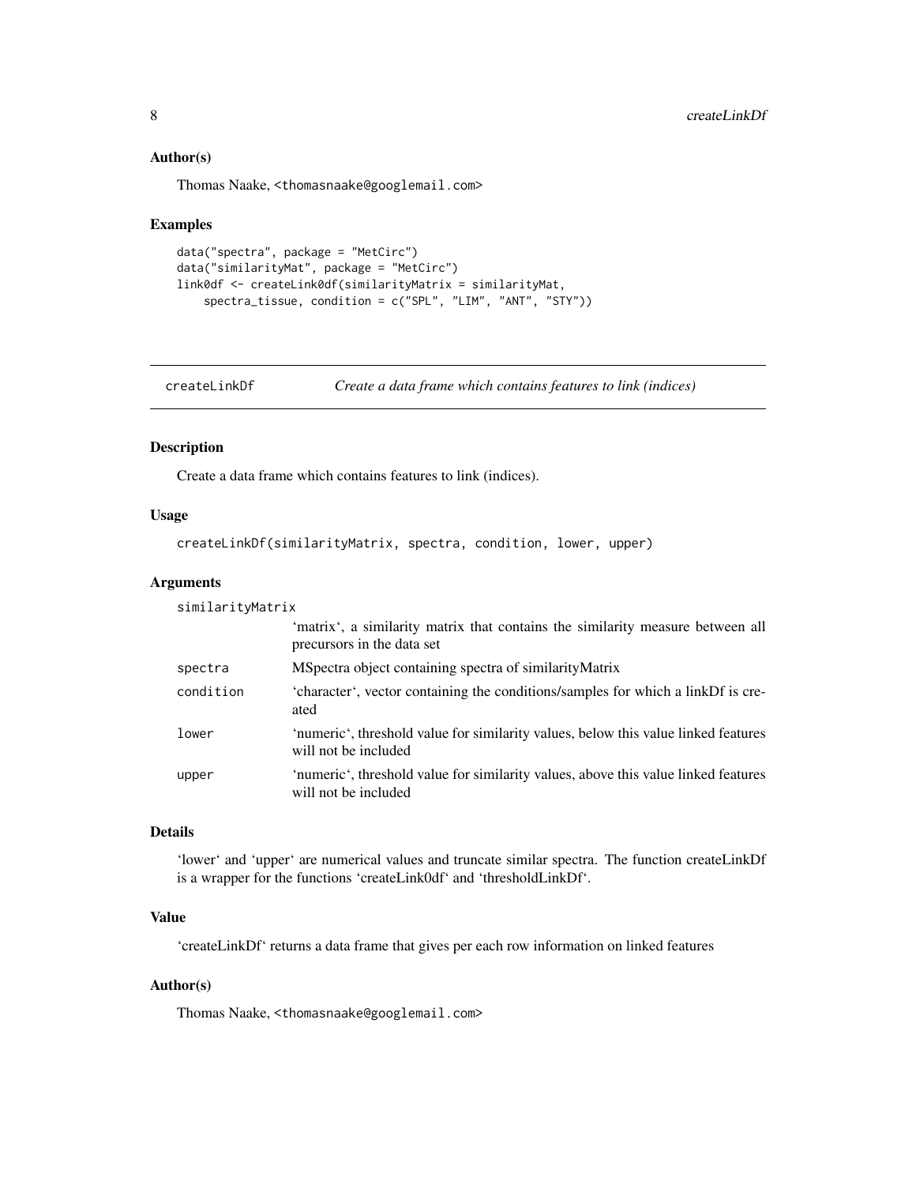### Author(s)

Thomas Naake, <thomasnaake@googlemail.com>

### Examples

```
data("spectra", package = "MetCirc")
data("similarityMat", package = "MetCirc")
link0df <- createLink0df(similarityMatrix = similarityMat,
    spectra_tissue, condition = c("SPL", "LIM", "ANT", "STY"))
```

---

## createLinkDf *Create a data frame which contains features to link (indices)*

---

### Description

Create a data frame which contains features to link (indices).

### Usage

```
createLinkDf(similarityMatrix, spectra, condition, lower, upper)
```

### Arguments

| | |
|---|---|
| similarityMatrix | 'matrix', a similarity matrix that contains the similarity measure between all precursors in the data set |
| spectra | MSpectra object containing spectra of similarityMatrix |
| condition | 'character', vector containing the conditions/samples for which a linkDf is created |
| lower | 'numeric', threshold value for similarity values, below this value linked features will not be included |
| upper | 'numeric', threshold value for similarity values, above this value linked features will not be included |

### Details

'lower' and 'upper' are numerical values and truncate similar spectra. The function createLinkDf is a wrapper for the functions 'createLink0df' and 'thresholdLinkDf'.

### Value

'createLinkDf' returns a data frame that gives per each row information on linked features

### Author(s)

Thomas Naake, <thomasnaake@googlemail.com>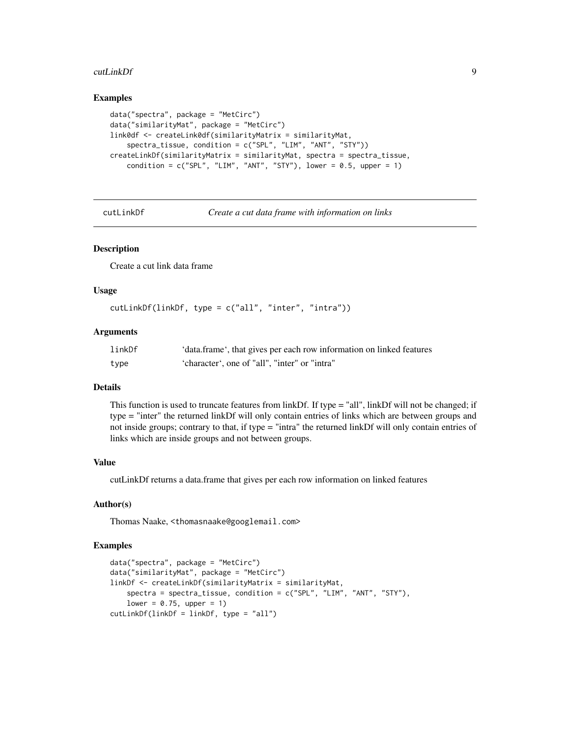### Examples

```
data("spectra", package = "MetCirc")
data("similarityMat", package = "MetCirc")
link0df <- createLink0df(similarityMatrix = similarityMat,
    spectra_tissue, condition = c("SPL", "LIM", "ANT", "STY"))
createLinkDf(similarityMatrix = similarityMat, spectra = spectra_tissue,
    condition = c("SPL", "LIM", "ANT", "STY"), lower = 0.5, upper = 1)
```

## cutLinkDf — *Create a cut data frame with information on links*

### Description

Create a cut link data frame

### Usage

```
cutLinkDf(linkDf, type = c("all", "inter", "intra"))
```

### Arguments

| | |
|---|---|
| linkDf | 'data.frame', that gives per each row information on linked features |
| type | 'character', one of "all", "inter" or "intra" |

### Details

This function is used to truncate features from linkDf. If type = "all", linkDf will not be changed; if type = "inter" the returned linkDf will only contain entries of links which are between groups and not inside groups; contrary to that, if type = "intra" the returned linkDf will only contain entries of links which are inside groups and not between groups.

### Value

cutLinkDf returns a data.frame that gives per each row information on linked features

### Author(s)

Thomas Naake, <thomasnaake@googlemail.com>

### Examples

```
data("spectra", package = "MetCirc")
data("similarityMat", package = "MetCirc")
linkDf <- createLinkDf(similarityMatrix = similarityMat,
    spectra = spectra_tissue, condition = c("SPL", "LIM", "ANT", "STY"),
    lower = 0.75, upper = 1)
cutLinkDf(linkDf = linkDf, type = "all")
```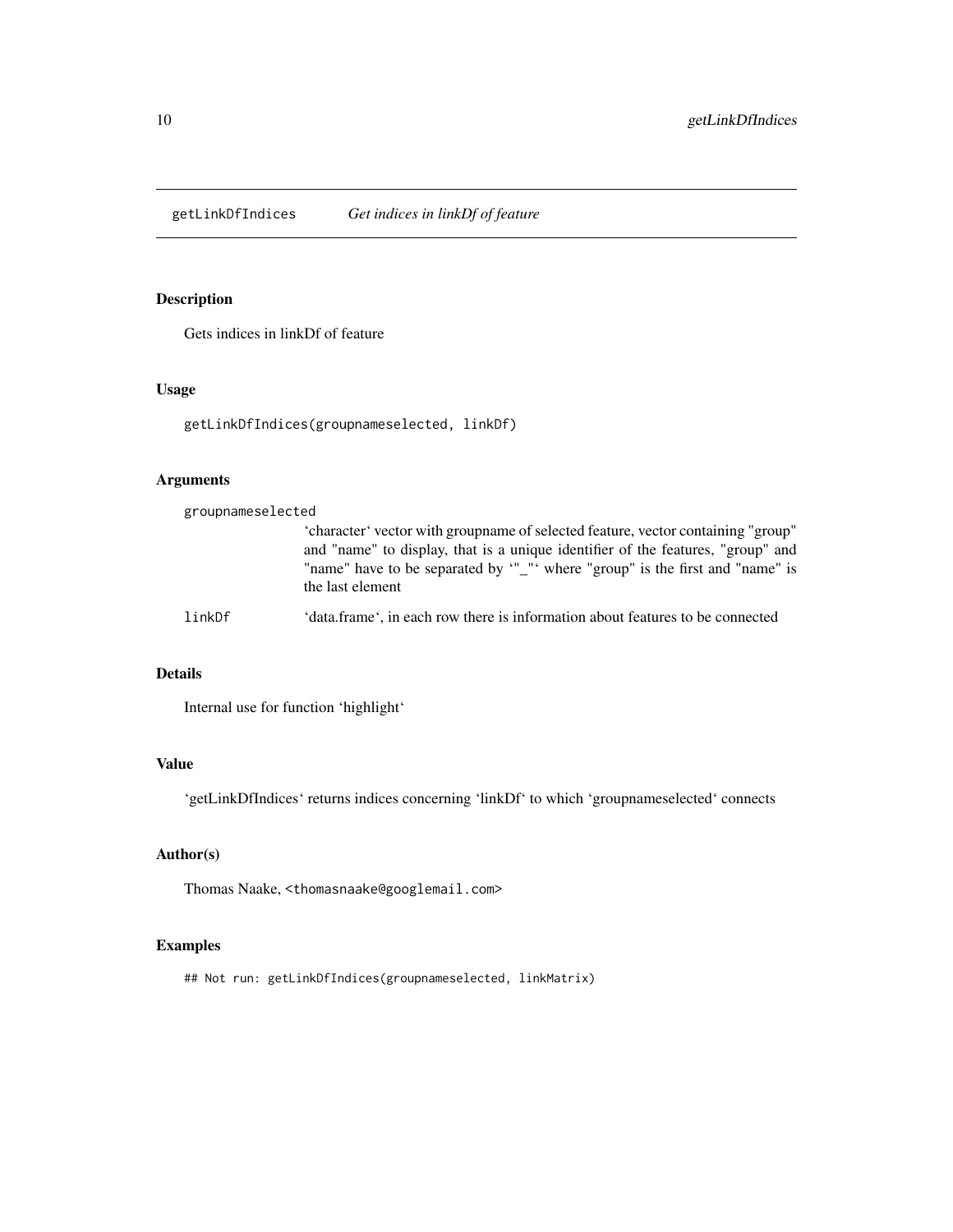## getLinkDfIndices *Get indices in linkDf of feature*

### Description

Gets indices in linkDf of feature

### Usage

```
getLinkDfIndices(groupnameselected, linkDf)
```

### Arguments

| | |
|---|---|
| `groupnameselected` | 'character' vector with groupname of selected feature, vector containing "group" and "name" to display, that is a unique identifier of the features, "group" and "name" have to be separated by '"_"' where "group" is the first and "name" is the last element |
| `linkDf` | 'data.frame', in each row there is information about features to be connected |

### Details

Internal use for function 'highlight'

### Value

'getLinkDfIndices' returns indices concerning 'linkDf' to which 'groupnameselected' connects

### Author(s)

Thomas Naake, <thomasnaake@googlemail.com>

### Examples

```
## Not run: getLinkDfIndices(groupnameselected, linkMatrix)
```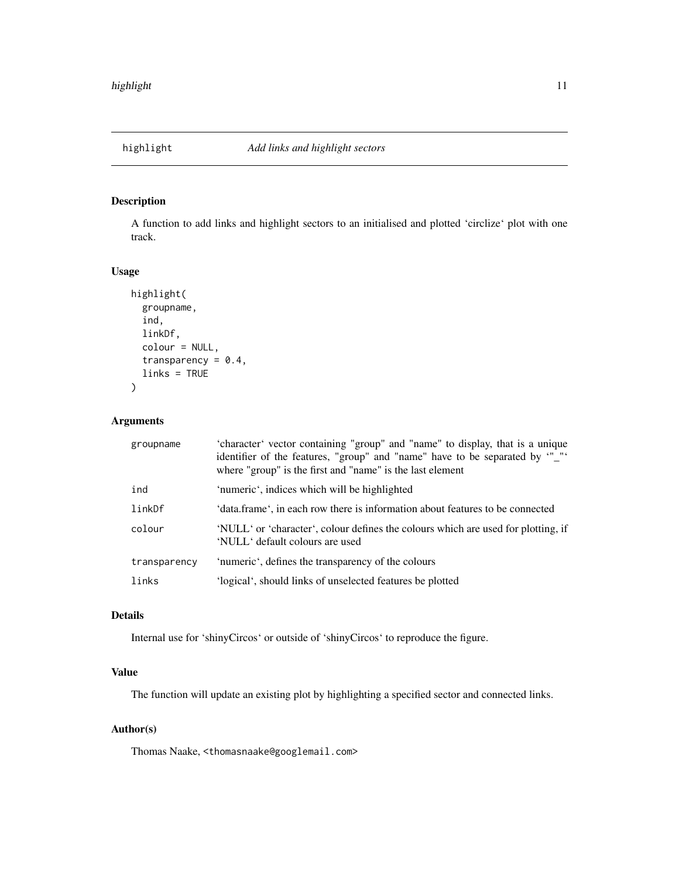# highlight — *Add links and highlight sectors*

## Description

A function to add links and highlight sectors to an initialised and plotted 'circlize' plot with one track.

## Usage

```
highlight(
  groupname,
  ind,
  linkDf,
  colour = NULL,
  transparency = 0.4,
  links = TRUE
)
```

## Arguments

| | |
|---|---|
| groupname | 'character' vector containing "group" and "name" to display, that is a unique identifier of the features, "group" and "name" have to be separated by '"_"' where "group" is the first and "name" is the last element |
| ind | 'numeric', indices which will be highlighted |
| linkDf | 'data.frame', in each row there is information about features to be connected |
| colour | 'NULL' or 'character', colour defines the colours which are used for plotting, if 'NULL' default colours are used |
| transparency | 'numeric', defines the transparency of the colours |
| links | 'logical', should links of unselected features be plotted |

## Details

Internal use for 'shinyCircos' or outside of 'shinyCircos' to reproduce the figure.

## Value

The function will update an existing plot by highlighting a specified sector and connected links.

## Author(s)

Thomas Naake, <thomasnaake@googlemail.com>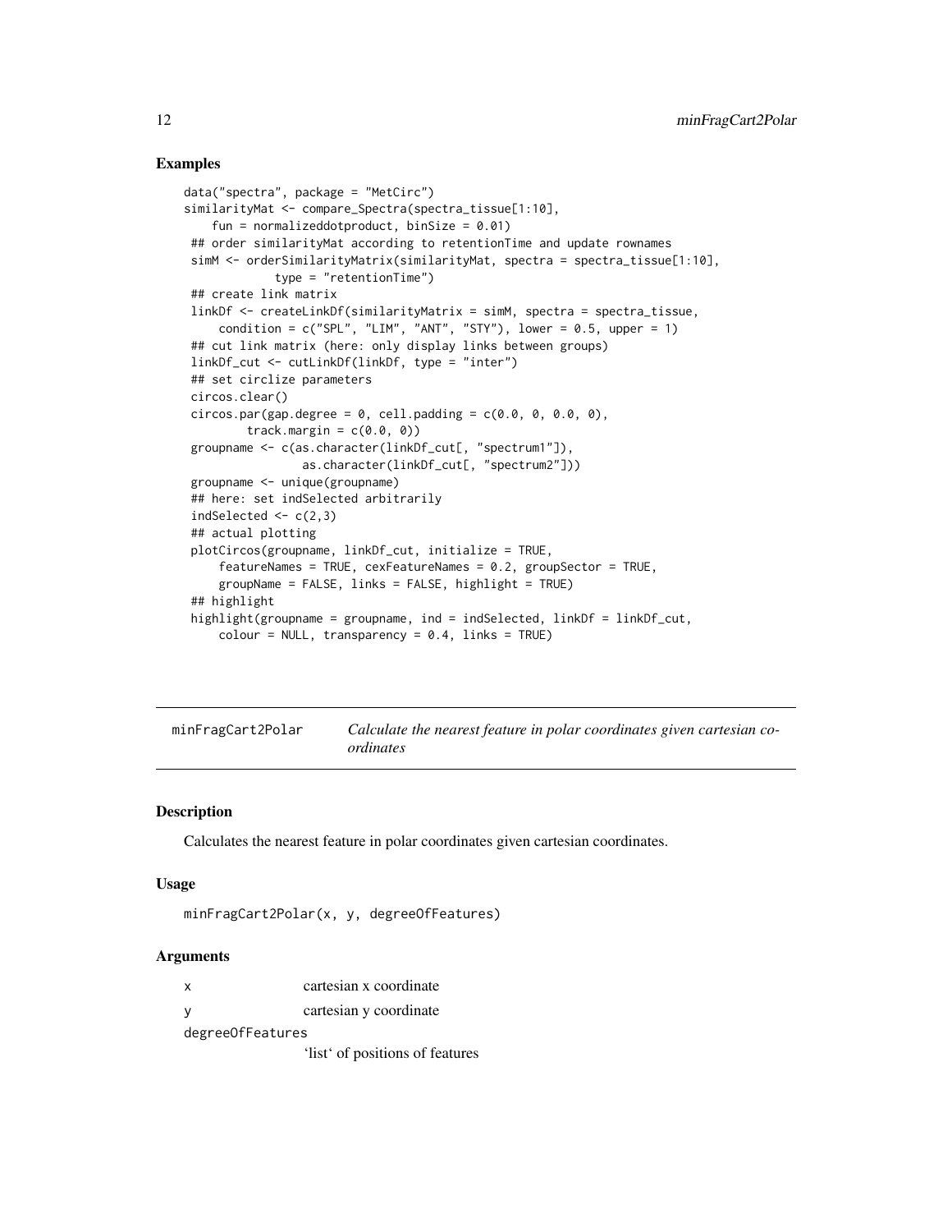### Examples

```
data("spectra", package = "MetCirc")
similarityMat <- compare_Spectra(spectra_tissue[1:10],
    fun = normalizeddotproduct, binSize = 0.01)
 ## order similarityMat according to retentionTime and update rownames
 simM <- orderSimilarityMatrix(similarityMat, spectra = spectra_tissue[1:10],
            type = "retentionTime")
 ## create link matrix
 linkDf <- createLinkDf(similarityMatrix = simM, spectra = spectra_tissue,
     condition = c("SPL", "LIM", "ANT", "STY"), lower = 0.5, upper = 1)
 ## cut link matrix (here: only display links between groups)
 linkDf_cut <- cutLinkDf(linkDf, type = "inter")
 ## set circlize parameters
 circos.clear()
 circos.par(gap.degree = 0, cell.padding = c(0.0, 0, 0.0, 0),
         track.margin = c(0.0, 0))
 groupname <- c(as.character(linkDf_cut[, "spectrum1"]),
                 as.character(linkDf_cut[, "spectrum2"]))
 groupname <- unique(groupname)
 ## here: set indSelected arbitrarily
 indSelected <- c(2,3)
 ## actual plotting
 plotCircos(groupname, linkDf_cut, initialize = TRUE,
     featureNames = TRUE, cexFeatureNames = 0.2, groupSector = TRUE,
     groupName = FALSE, links = FALSE, highlight = TRUE)
 ## highlight
 highlight(groupname = groupname, ind = indSelected, linkDf = linkDf_cut,
     colour = NULL, transparency = 0.4, links = TRUE)
```

---

## minFragCart2Polar — *Calculate the nearest feature in polar coordinates given cartesian coordinates*

---

### Description

Calculates the nearest feature in polar coordinates given cartesian coordinates.

### Usage

```
minFragCart2Polar(x, y, degreeOfFeatures)
```

### Arguments

| | |
|---|---|
| x | cartesian x coordinate |
| y | cartesian y coordinate |
| degreeOfFeatures | 'list' of positions of features |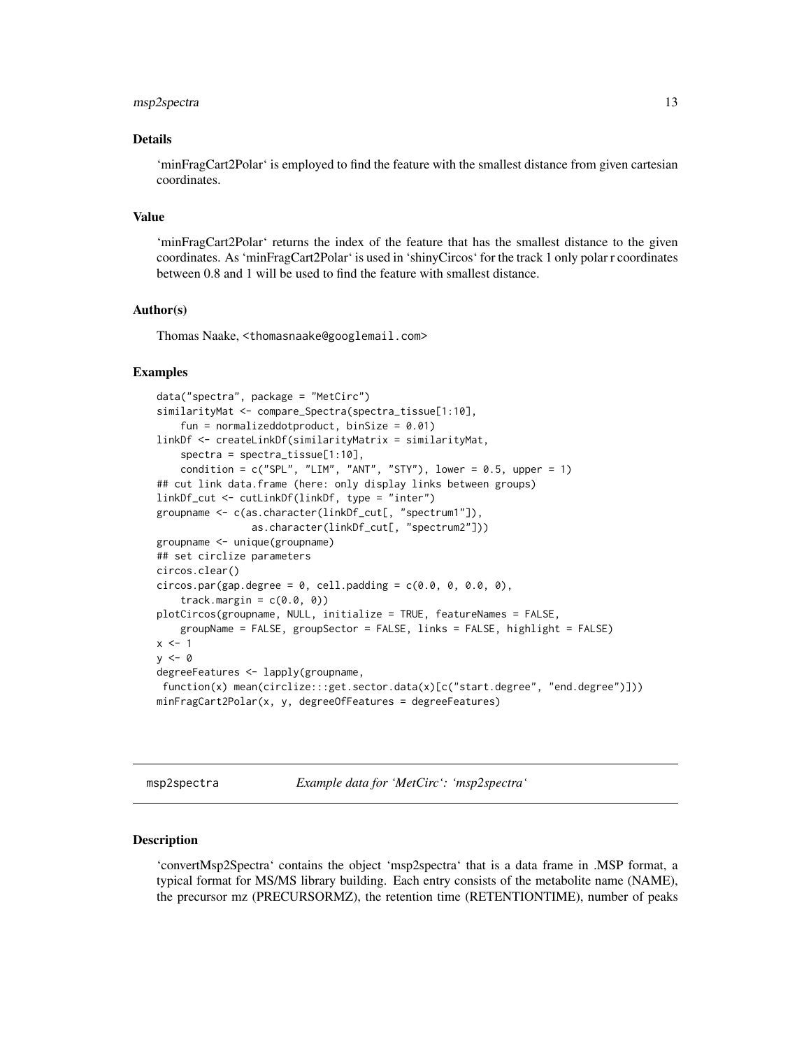### Details

'minFragCart2Polar' is employed to find the feature with the smallest distance from given cartesian coordinates.

### Value

'minFragCart2Polar' returns the index of the feature that has the smallest distance to the given coordinates. As 'minFragCart2Polar' is used in 'shinyCircos' for the track 1 only polar r coordinates between 0.8 and 1 will be used to find the feature with smallest distance.

### Author(s)

Thomas Naake, <thomasnaake@googlemail.com>

### Examples

```
data("spectra", package = "MetCirc")
similarityMat <- compare_Spectra(spectra_tissue[1:10],
    fun = normalizeddotproduct, binSize = 0.01)
linkDf <- createLinkDf(similarityMatrix = similarityMat,
    spectra = spectra_tissue[1:10],
    condition = c("SPL", "LIM", "ANT", "STY"), lower = 0.5, upper = 1)
## cut link data.frame (here: only display links between groups)
linkDf_cut <- cutLinkDf(linkDf, type = "inter")
groupname <- c(as.character(linkDf_cut[, "spectrum1"]),
               as.character(linkDf_cut[, "spectrum2"]))
groupname <- unique(groupname)
## set circlize parameters
circos.clear()
circos.par(gap.degree = 0, cell.padding = c(0.0, 0, 0.0, 0),
    track.margin = c(0.0, 0))
plotCircos(groupname, NULL, initialize = TRUE, featureNames = FALSE,
    groupName = FALSE, groupSector = FALSE, links = FALSE, highlight = FALSE)
x <- 1
y <- 0
degreeFeatures <- lapply(groupname,
 function(x) mean(circlize:::get.sector.data(x)[c("start.degree", "end.degree")]))
minFragCart2Polar(x, y, degreeOfFeatures = degreeFeatures)
```

## msp2spectra — *Example data for 'MetCirc': 'msp2spectra'*

### Description

'convertMsp2Spectra' contains the object 'msp2spectra' that is a data frame in .MSP format, a typical format for MS/MS library building. Each entry consists of the metabolite name (NAME), the precursor mz (PRECURSORMZ), the retention time (RETENTIONTIME), number of peaks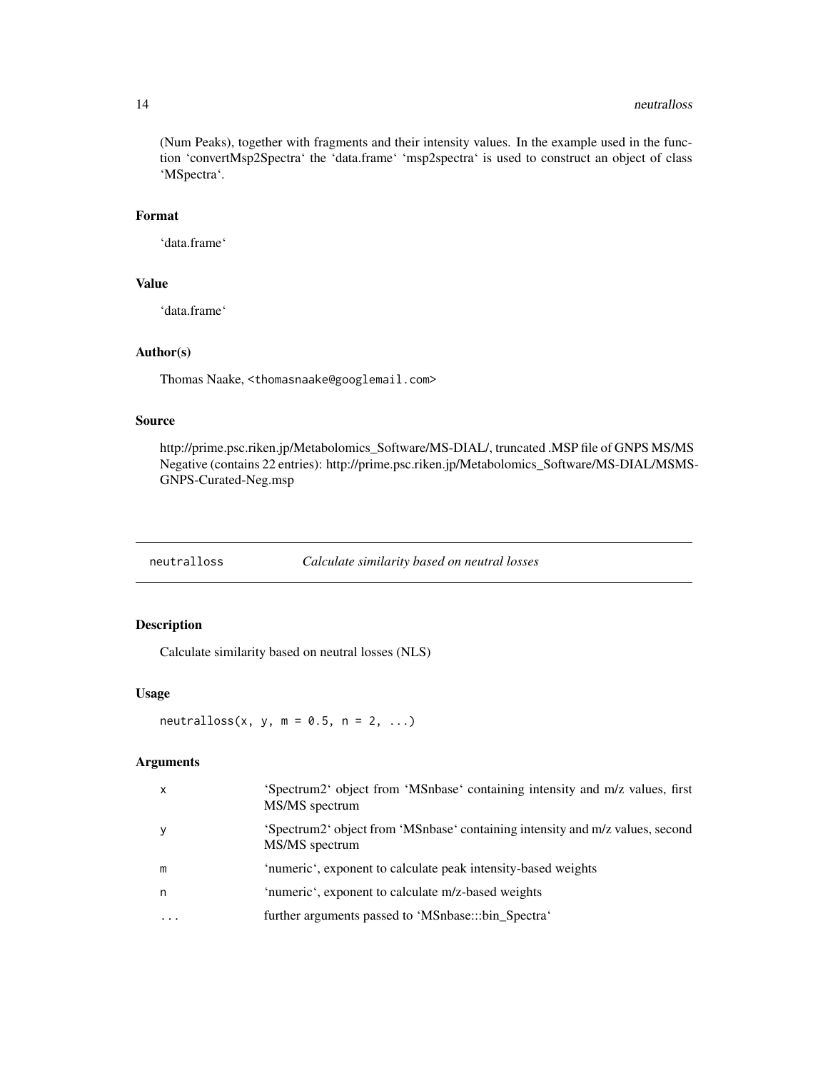(Num Peaks), together with fragments and their intensity values. In the example used in the function 'convertMsp2Spectra' the 'data.frame' 'msp2spectra' is used to construct an object of class 'MSpectra'.

### Format

'data.frame'

### Value

'data.frame'

### Author(s)

Thomas Naake, <thomasnaake@googlemail.com>

### Source

http://prime.psc.riken.jp/Metabolomics_Software/MS-DIAL/, truncated .MSP file of GNPS MS/MS Negative (contains 22 entries): http://prime.psc.riken.jp/Metabolomics_Software/MS-DIAL/MSMS-GNPS-Curated-Neg.msp

---

## neutralloss — *Calculate similarity based on neutral losses*

---

### Description

Calculate similarity based on neutral losses (NLS)

### Usage

```
neutralloss(x, y, m = 0.5, n = 2, ...)
```

### Arguments

| | |
|---|---|
| x | 'Spectrum2' object from 'MSnbase' containing intensity and m/z values, first MS/MS spectrum |
| y | 'Spectrum2' object from 'MSnbase' containing intensity and m/z values, second MS/MS spectrum |
| m | 'numeric', exponent to calculate peak intensity-based weights |
| n | 'numeric', exponent to calculate m/z-based weights |
| ... | further arguments passed to 'MSnbase:::bin_Spectra' |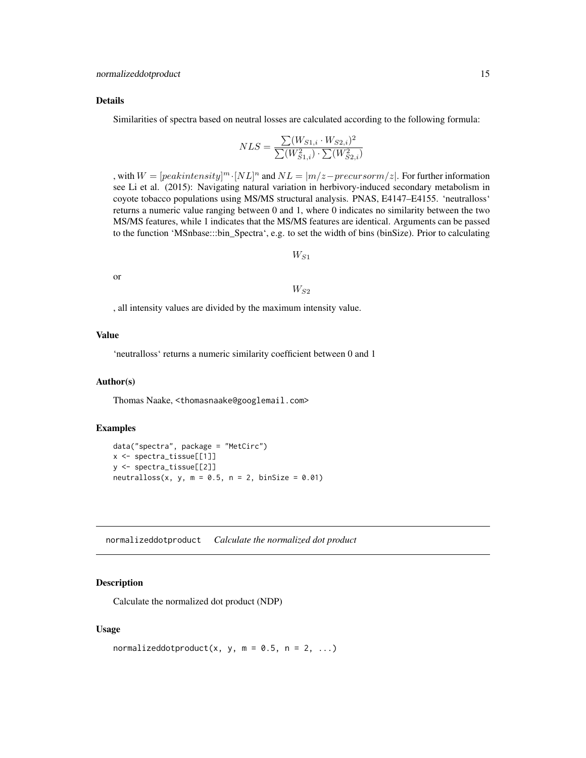### Details

Similarities of spectra based on neutral losses are calculated according to the following formula:

$$NLS = \frac{\sum(W_{S1,i} \cdot W_{S2,i})^2}{\sum(W_{S1,i}^2) \cdot \sum(W_{S2,i}^2)}$$

, with $W = [peakintensity]^m \cdot [NL]^n$ and $NL = |m/z - precursorm/z|$. For further information see Li et al. (2015): Navigating natural variation in herbivory-induced secondary metabolism in coyote tobacco populations using MS/MS structural analysis. PNAS, E4147–E4155. 'neutralloss' returns a numeric value ranging between 0 and 1, where 0 indicates no similarity between the two MS/MS features, while 1 indicates that the MS/MS features are identical. Arguments can be passed to the function 'MSnbase:::bin_Spectra', e.g. to set the width of bins (binSize). Prior to calculating

$$W_{S1}$$

or

$$W_{S2}$$

, all intensity values are divided by the maximum intensity value.

### Value

'neutralloss' returns a numeric similarity coefficient between 0 and 1

### Author(s)

Thomas Naake, <thomasnaake@googlemail.com>

### Examples

```
data("spectra", package = "MetCirc")
x <- spectra_tissue[[1]]
y <- spectra_tissue[[2]]
neutralloss(x, y, m = 0.5, n = 2, binSize = 0.01)
```

---

## normalizeddotproduct *Calculate the normalized dot product*

### Description

Calculate the normalized dot product (NDP)

### Usage

```
normalizeddotproduct(x, y, m = 0.5, n = 2, ...)
```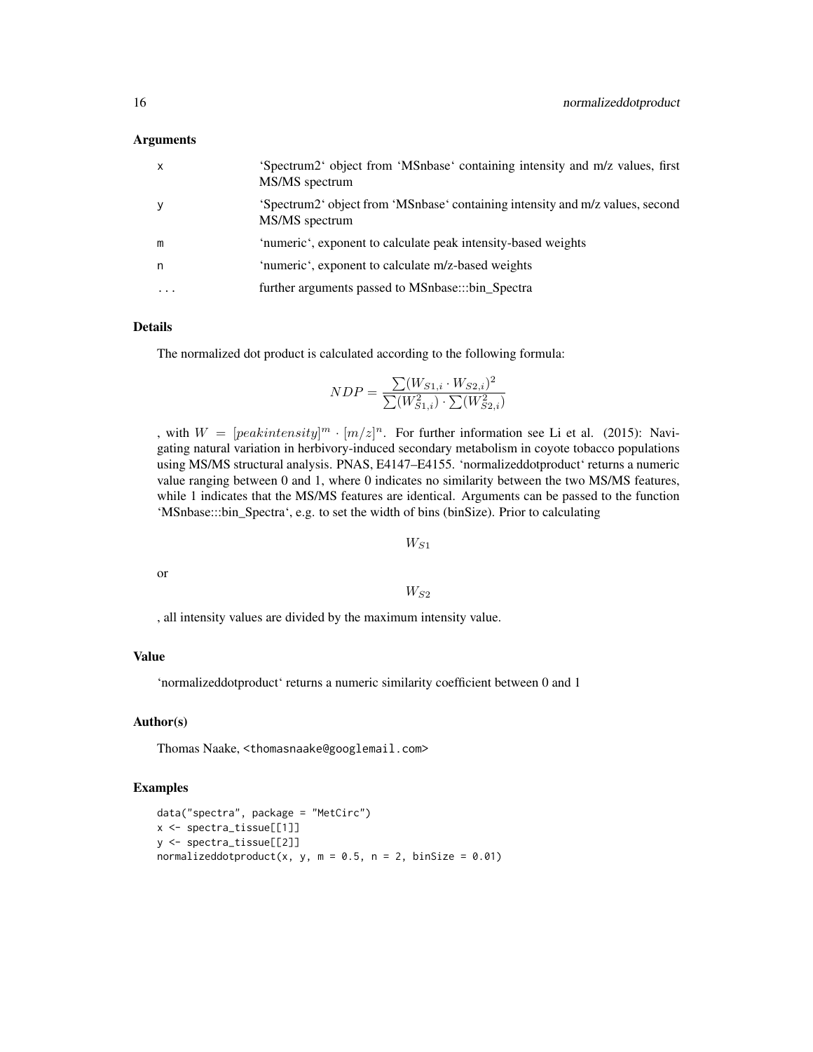## Arguments

| | |
|---|---|
| x | 'Spectrum2' object from 'MSnbase' containing intensity and m/z values, first MS/MS spectrum |
| y | 'Spectrum2' object from 'MSnbase' containing intensity and m/z values, second MS/MS spectrum |
| m | 'numeric', exponent to calculate peak intensity-based weights |
| n | 'numeric', exponent to calculate m/z-based weights |
| ... | further arguments passed to MSnbase:::bin_Spectra |

## Details

The normalized dot product is calculated according to the following formula:

$$NDP = \frac{\sum(W_{S1,i} \cdot W_{S2,i})^2}{\sum(W_{S1,i}^2) \cdot \sum(W_{S2,i}^2)}$$

, with $W = [peakintensity]^m \cdot [m/z]^n$. For further information see Li et al. (2015): Navigating natural variation in herbivory-induced secondary metabolism in coyote tobacco populations using MS/MS structural analysis. PNAS, E4147–E4155. 'normalizeddotproduct' returns a numeric value ranging between 0 and 1, where 0 indicates no similarity between the two MS/MS features, while 1 indicates that the MS/MS features are identical. Arguments can be passed to the function 'MSnbase:::bin_Spectra', e.g. to set the width of bins (binSize). Prior to calculating

$$W_{S1}$$

or

$$W_{S2}$$

, all intensity values are divided by the maximum intensity value.

## Value

'normalizeddotproduct' returns a numeric similarity coefficient between 0 and 1

## Author(s)

Thomas Naake, <thomasnaake@googlemail.com>

## Examples

```
data("spectra", package = "MetCirc")
x <- spectra_tissue[[1]]
y <- spectra_tissue[[2]]
normalizeddotproduct(x, y, m = 0.5, n = 2, binSize = 0.01)
```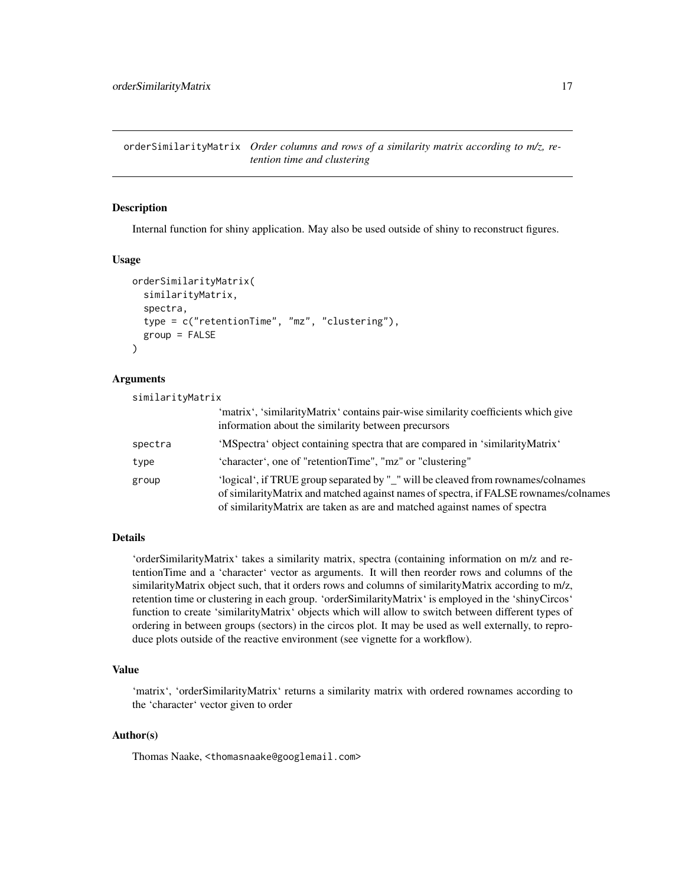## orderSimilarityMatrix *Order columns and rows of a similarity matrix according to m/z, retention time and clustering*

### Description

Internal function for shiny application. May also be used outside of shiny to reconstruct figures.

### Usage

```
orderSimilarityMatrix(
  similarityMatrix,
  spectra,
  type = c("retentionTime", "mz", "clustering"),
  group = FALSE
)
```

### Arguments

| | |
|---|---|
| similarityMatrix | 'matrix', 'similarityMatrix' contains pair-wise similarity coefficients which give information about the similarity between precursors |
| spectra | 'MSpectra' object containing spectra that are compared in 'similarityMatrix' |
| type | 'character', one of "retentionTime", "mz" or "clustering" |
| group | 'logical', if TRUE group separated by "_" will be cleaved from rownames/colnames of similarityMatrix and matched against names of spectra, if FALSE rownames/colnames of similarityMatrix are taken as are and matched against names of spectra |

### Details

'orderSimilarityMatrix' takes a similarity matrix, spectra (containing information on m/z and retentionTime and a 'character' vector as arguments. It will then reorder rows and columns of the similarityMatrix object such, that it orders rows and columns of similarityMatrix according to m/z, retention time or clustering in each group. 'orderSimilarityMatrix' is employed in the 'shinyCircos' function to create 'similarityMatrix' objects which will allow to switch between different types of ordering in between groups (sectors) in the circos plot. It may be used as well externally, to reproduce plots outside of the reactive environment (see vignette for a workflow).

### Value

'matrix', 'orderSimilarityMatrix' returns a similarity matrix with ordered rownames according to the 'character' vector given to order

### Author(s)

Thomas Naake, <thomasnaake@googlemail.com>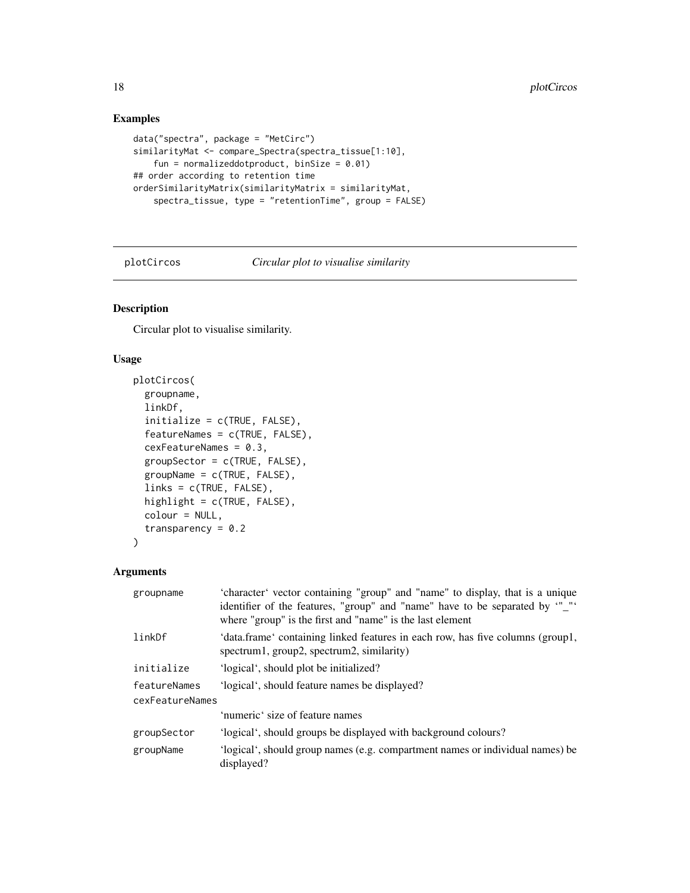## Examples

```
data("spectra", package = "MetCirc")
similarityMat <- compare_Spectra(spectra_tissue[1:10],
    fun = normalizeddotproduct, binSize = 0.01)
## order according to retention time
orderSimilarityMatrix(similarityMatrix = similarityMat,
    spectra_tissue, type = "retentionTime", group = FALSE)
```

---

# plotCircos — *Circular plot to visualise similarity*

## Description

Circular plot to visualise similarity.

## Usage

```
plotCircos(
  groupname,
  linkDf,
  initialize = c(TRUE, FALSE),
  featureNames = c(TRUE, FALSE),
  cexFeatureNames = 0.3,
  groupSector = c(TRUE, FALSE),
  groupName = c(TRUE, FALSE),
  links = c(TRUE, FALSE),
  highlight = c(TRUE, FALSE),
  colour = NULL,
  transparency = 0.2
)
```

## Arguments

| | |
|---|---|
| `groupname` | 'character' vector containing "group" and "name" to display, that is a unique identifier of the features, "group" and "name" have to be separated by '"_"' where "group" is the first and "name" is the last element |
| `linkDf` | 'data.frame' containing linked features in each row, has five columns (group1, spectrum1, group2, spectrum2, similarity) |
| `initialize` | 'logical', should plot be initialized? |
| `featureNames` | 'logical', should feature names be displayed? |
| `cexFeatureNames` | 'numeric' size of feature names |
| `groupSector` | 'logical', should groups be displayed with background colours? |
| `groupName` | 'logical', should group names (e.g. compartment names or individual names) be displayed? |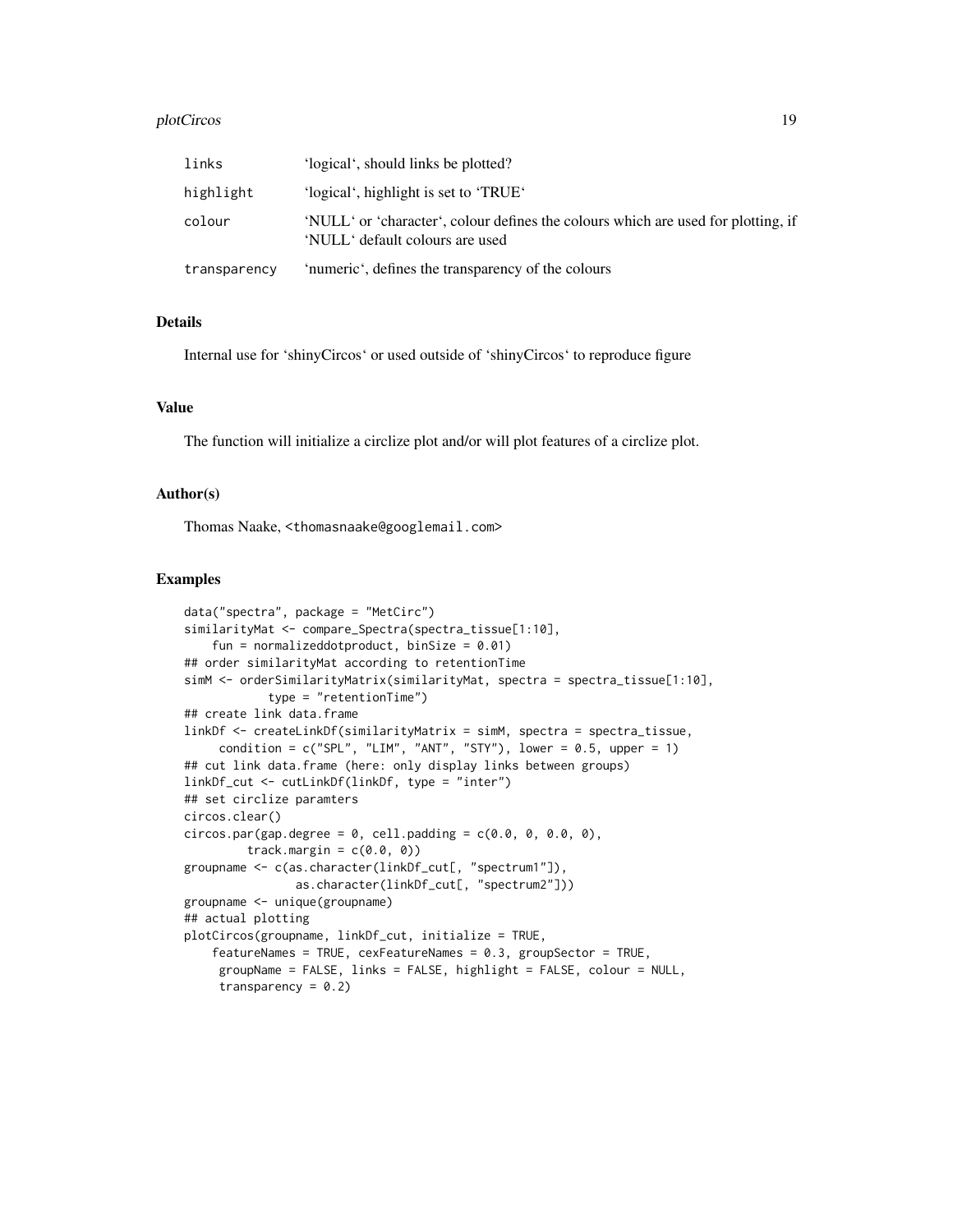| | |
|---|---|
| links | 'logical', should links be plotted? |
| highlight | 'logical', highlight is set to 'TRUE' |
| colour | 'NULL' or 'character', colour defines the colours which are used for plotting, if 'NULL' default colours are used |
| transparency | 'numeric', defines the transparency of the colours |

## Details

Internal use for 'shinyCircos' or used outside of 'shinyCircos' to reproduce figure

## Value

The function will initialize a circlize plot and/or will plot features of a circlize plot.

## Author(s)

Thomas Naake, <thomasnaake@googlemail.com>

## Examples

```
data("spectra", package = "MetCirc")
similarityMat <- compare_Spectra(spectra_tissue[1:10],
    fun = normalizeddotproduct, binSize = 0.01)
## order similarityMat according to retentionTime
simM <- orderSimilarityMatrix(similarityMat, spectra = spectra_tissue[1:10],
            type = "retentionTime")
## create link data.frame
linkDf <- createLinkDf(similarityMatrix = simM, spectra = spectra_tissue,
     condition = c("SPL", "LIM", "ANT", "STY"), lower = 0.5, upper = 1)
## cut link data.frame (here: only display links between groups)
linkDf_cut <- cutLinkDf(linkDf, type = "inter")
## set circlize paramters
circos.clear()
circos.par(gap.degree = 0, cell.padding = c(0.0, 0, 0.0, 0),
         track.margin = c(0.0, 0))
groupname <- c(as.character(linkDf_cut[, "spectrum1"]),
               as.character(linkDf_cut[, "spectrum2"]))
groupname <- unique(groupname)
## actual plotting
plotCircos(groupname, linkDf_cut, initialize = TRUE,
    featureNames = TRUE, cexFeatureNames = 0.3, groupSector = TRUE,
     groupName = FALSE, links = FALSE, highlight = FALSE, colour = NULL,
     transparency = 0.2)
```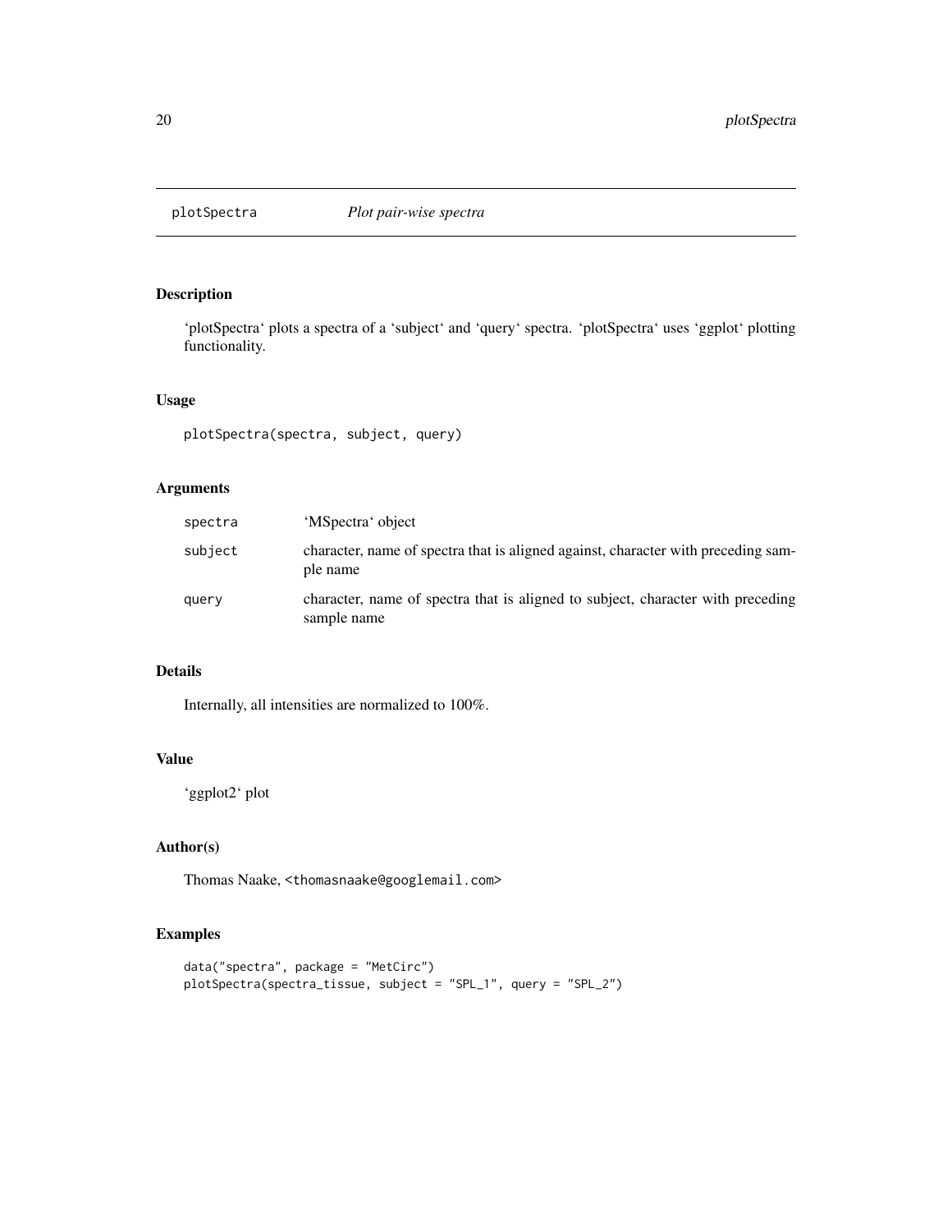## plotSpectra *Plot pair-wise spectra*

### Description

'plotSpectra' plots a spectra of a 'subject' and 'query' spectra. 'plotSpectra' uses 'ggplot' plotting functionality.

### Usage

```
plotSpectra(spectra, subject, query)
```

### Arguments

| | |
|---|---|
| spectra | 'MSpectra' object |
| subject | character, name of spectra that is aligned against, character with preceding sample name |
| query | character, name of spectra that is aligned to subject, character with preceding sample name |

### Details

Internally, all intensities are normalized to 100%.

### Value

'ggplot2' plot

### Author(s)

Thomas Naake, <thomasnaake@googlemail.com>

### Examples

```
data("spectra", package = "MetCirc")
plotSpectra(spectra_tissue, subject = "SPL_1", query = "SPL_2")
```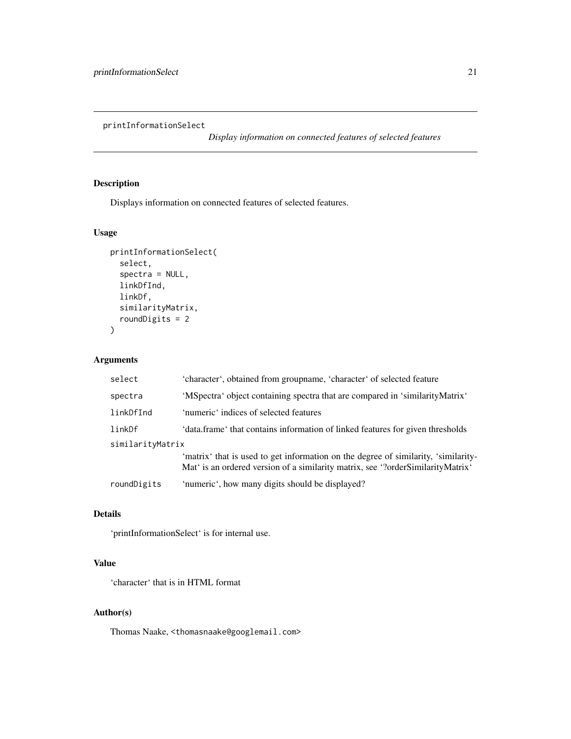printInformationSelect

*Display information on connected features of selected features*

## Description

Displays information on connected features of selected features.

## Usage

```
printInformationSelect(
  select,
  spectra = NULL,
  linkDfInd,
  linkDf,
  similarityMatrix,
  roundDigits = 2
)
```

## Arguments

| | |
|---|---|
| `select` | 'character', obtained from groupname, 'character' of selected feature |
| `spectra` | 'MSpectra' object containing spectra that are compared in 'similarityMatrix' |
| `linkDfInd` | 'numeric' indices of selected features |
| `linkDf` | 'data.frame' that contains information of linked features for given thresholds |
| `similarityMatrix` | 'matrix' that is used to get information on the degree of similarity, 'similarityMat' is an ordered version of a similarity matrix, see '?orderSimilarityMatrix' |
| `roundDigits` | 'numeric', how many digits should be displayed? |

## Details

'printInformationSelect' is for internal use.

## Value

'character' that is in HTML format

## Author(s)

Thomas Naake, <thomasnaake@googlemail.com>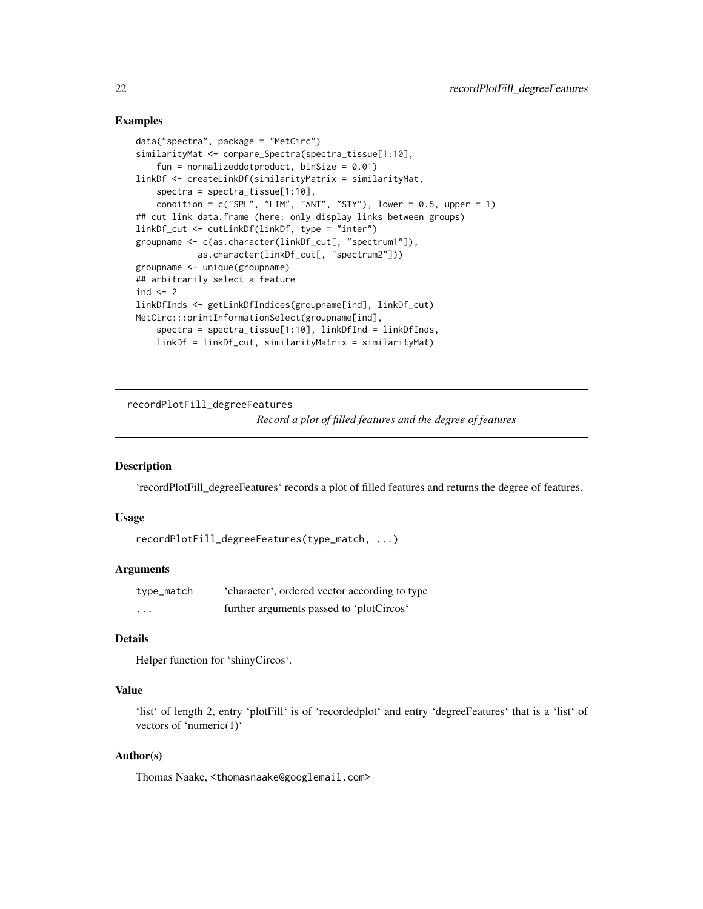## Examples

```
data("spectra", package = "MetCirc")
similarityMat <- compare_Spectra(spectra_tissue[1:10],
    fun = normalizeddotproduct, binSize = 0.01)
linkDf <- createLinkDf(similarityMatrix = similarityMat,
    spectra = spectra_tissue[1:10],
    condition = c("SPL", "LIM", "ANT", "STY"), lower = 0.5, upper = 1)
## cut link data.frame (here: only display links between groups)
linkDf_cut <- cutLinkDf(linkDf, type = "inter")
groupname <- c(as.character(linkDf_cut[, "spectrum1"]),
          as.character(linkDf_cut[, "spectrum2"]))
groupname <- unique(groupname)
## arbitrarily select a feature
ind <- 2
linkDfInds <- getLinkDfIndices(groupname[ind], linkDf_cut)
MetCirc:::printInformationSelect(groupname[ind],
    spectra = spectra_tissue[1:10], linkDfInd = linkDfInds,
    linkDf = linkDf_cut, similarityMatrix = similarityMat)
```

---

# recordPlotFill_degreeFeatures

*Record a plot of filled features and the degree of features*

---

## Description

'recordPlotFill_degreeFeatures' records a plot of filled features and returns the degree of features.

## Usage

```
recordPlotFill_degreeFeatures(type_match, ...)
```

## Arguments

| | |
|---|---|
| type_match | 'character', ordered vector according to type |
| ... | further arguments passed to 'plotCircos' |

## Details

Helper function for 'shinyCircos'.

## Value

'list' of length 2, entry 'plotFill' is of 'recordedplot' and entry 'degreeFeatures' that is a 'list' of vectors of 'numeric(1)'

## Author(s)

Thomas Naake, <thomasnaake@googlemail.com>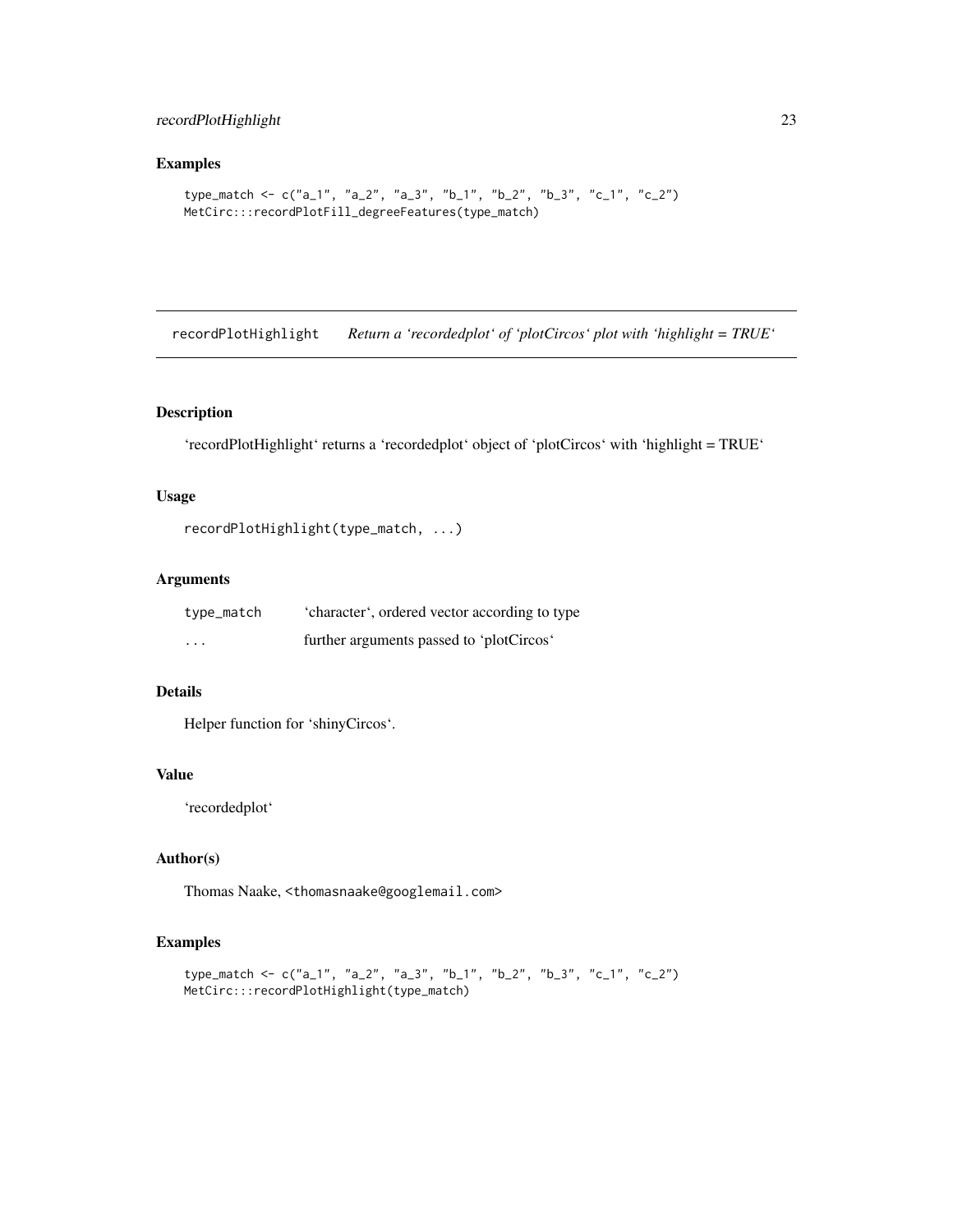### Examples

```
type_match <- c("a_1", "a_2", "a_3", "b_1", "b_2", "b_3", "c_1", "c_2")
MetCirc:::recordPlotFill_degreeFeatures(type_match)
```

---

## recordPlotHighlight *Return a 'recordedplot' of 'plotCircos' plot with 'highlight = TRUE'*

---

### Description

'recordPlotHighlight' returns a 'recordedplot' object of 'plotCircos' with 'highlight = TRUE'

### Usage

```
recordPlotHighlight(type_match, ...)
```

### Arguments

| | |
|---|---|
| type_match | 'character', ordered vector according to type |
| ... | further arguments passed to 'plotCircos' |

### Details

Helper function for 'shinyCircos'.

### Value

'recordedplot'

### Author(s)

Thomas Naake, <thomasnaake@googlemail.com>

### Examples

```
type_match <- c("a_1", "a_2", "a_3", "b_1", "b_2", "b_3", "c_1", "c_2")
MetCirc:::recordPlotHighlight(type_match)
```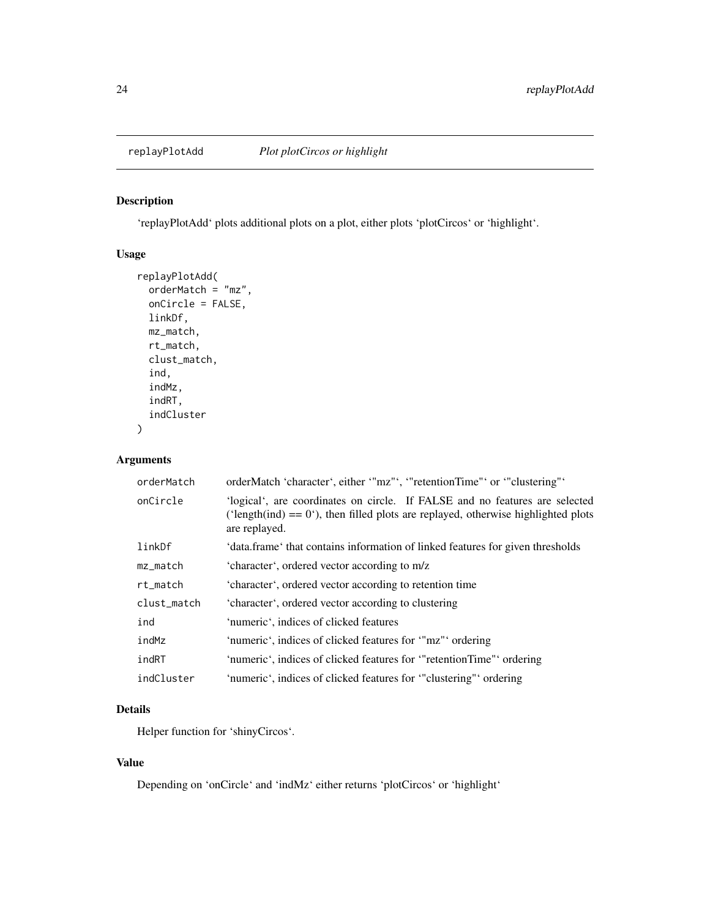# replayPlotAdd *Plot plotCircos or highlight*

## Description

'replayPlotAdd' plots additional plots on a plot, either plots 'plotCircos' or 'highlight'.

## Usage

```
replayPlotAdd(
  orderMatch = "mz",
  onCircle = FALSE,
  linkDf,
  mz_match,
  rt_match,
  clust_match,
  ind,
  indMz,
  indRT,
  indCluster
)
```

## Arguments

| | |
|---|---|
| orderMatch | orderMatch 'character', either '"mz"', '"retentionTime"' or '"clustering"' |
| onCircle | 'logical', are coordinates on circle. If FALSE and no features are selected ('length(ind) == 0'), then filled plots are replayed, otherwise highlighted plots are replayed. |
| linkDf | 'data.frame' that contains information of linked features for given thresholds |
| mz_match | 'character', ordered vector according to m/z |
| rt_match | 'character', ordered vector according to retention time |
| clust_match | 'character', ordered vector according to clustering |
| ind | 'numeric', indices of clicked features |
| indMz | 'numeric', indices of clicked features for '"mz"' ordering |
| indRT | 'numeric', indices of clicked features for '"retentionTime"' ordering |
| indCluster | 'numeric', indices of clicked features for '"clustering"' ordering |

## Details

Helper function for 'shinyCircos'.

## Value

Depending on 'onCircle' and 'indMz' either returns 'plotCircos' or 'highlight'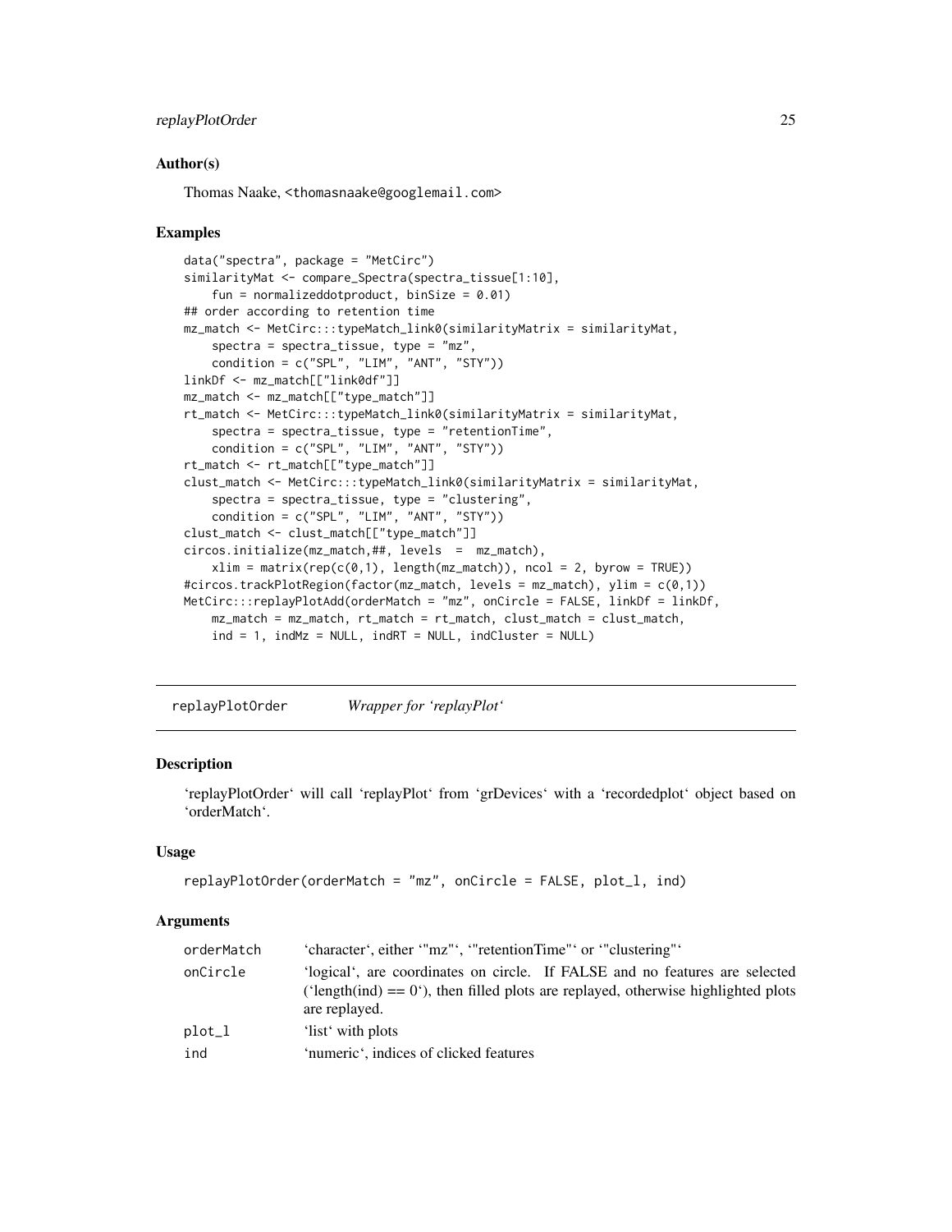### Author(s)

Thomas Naake, <thomasnaake@googlemail.com>

### Examples

```
data("spectra", package = "MetCirc")
similarityMat <- compare_Spectra(spectra_tissue[1:10],
    fun = normalizeddotproduct, binSize = 0.01)
## order according to retention time
mz_match <- MetCirc:::typeMatch_link0(similarityMatrix = similarityMat,
    spectra = spectra_tissue, type = "mz",
    condition = c("SPL", "LIM", "ANT", "STY"))
linkDf <- mz_match[["link0df"]]
mz_match <- mz_match[["type_match"]]
rt_match <- MetCirc:::typeMatch_link0(similarityMatrix = similarityMat,
    spectra = spectra_tissue, type = "retentionTime",
    condition = c("SPL", "LIM", "ANT", "STY"))
rt_match <- rt_match[["type_match"]]
clust_match <- MetCirc:::typeMatch_link0(similarityMatrix = similarityMat,
    spectra = spectra_tissue, type = "clustering",
    condition = c("SPL", "LIM", "ANT", "STY"))
clust_match <- clust_match[["type_match"]]
circos.initialize(mz_match,##, levels  =  mz_match),
    xlim = matrix(rep(c(0,1), length(mz_match)), ncol = 2, byrow = TRUE))
#circos.trackPlotRegion(factor(mz_match, levels = mz_match), ylim = c(0,1))
MetCirc:::replayPlotAdd(orderMatch = "mz", onCircle = FALSE, linkDf = linkDf,
    mz_match = mz_match, rt_match = rt_match, clust_match = clust_match,
    ind = 1, indMz = NULL, indRT = NULL, indCluster = NULL)
```

---

## replayPlotOrder *Wrapper for 'replayPlot'*

### Description

'replayPlotOrder' will call 'replayPlot' from 'grDevices' with a 'recordedplot' object based on 'orderMatch'.

### Usage

```
replayPlotOrder(orderMatch = "mz", onCircle = FALSE, plot_l, ind)
```

### Arguments

| | |
|---|---|
| orderMatch | 'character', either '"mz"', '"retentionTime"' or '"clustering"' |
| onCircle | 'logical', are coordinates on circle. If FALSE and no features are selected ('length(ind) == 0'), then filled plots are replayed, otherwise highlighted plots are replayed. |
| plot_l | 'list' with plots |
| ind | 'numeric', indices of clicked features |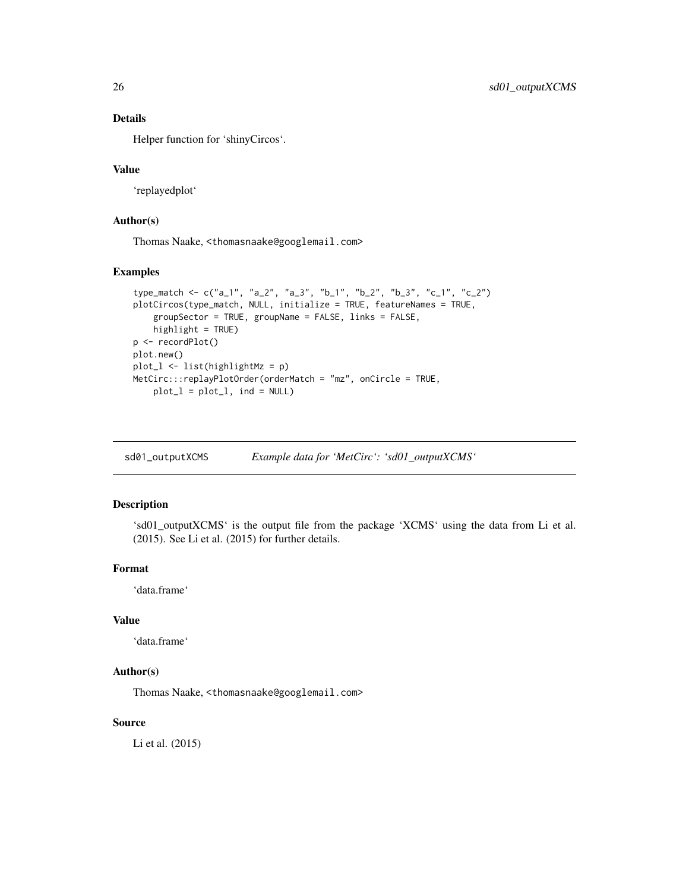## Details

Helper function for ‘shinyCircos‘.

## Value

‘replayedplot‘

## Author(s)

Thomas Naake, <thomasnaake@googlemail.com>

## Examples

```
type_match <- c("a_1", "a_2", "a_3", "b_1", "b_2", "b_3", "c_1", "c_2")
plotCircos(type_match, NULL, initialize = TRUE, featureNames = TRUE,
    groupSector = TRUE, groupName = FALSE, links = FALSE,
    highlight = TRUE)
p <- recordPlot()
plot.new()
plot_l <- list(highlightMz = p)
MetCirc:::replayPlotOrder(orderMatch = "mz", onCircle = TRUE,
    plot_l = plot_l, ind = NULL)
```

---

# sd01_outputXCMS — *Example data for ‘MetCirc‘: ‘sd01_outputXCMS‘*

## Description

‘sd01_outputXCMS‘ is the output file from the package ‘XCMS‘ using the data from Li et al. (2015). See Li et al. (2015) for further details.

## Format

‘data.frame‘

## Value

‘data.frame‘

## Author(s)

Thomas Naake, <thomasnaake@googlemail.com>

## Source

Li et al. (2015)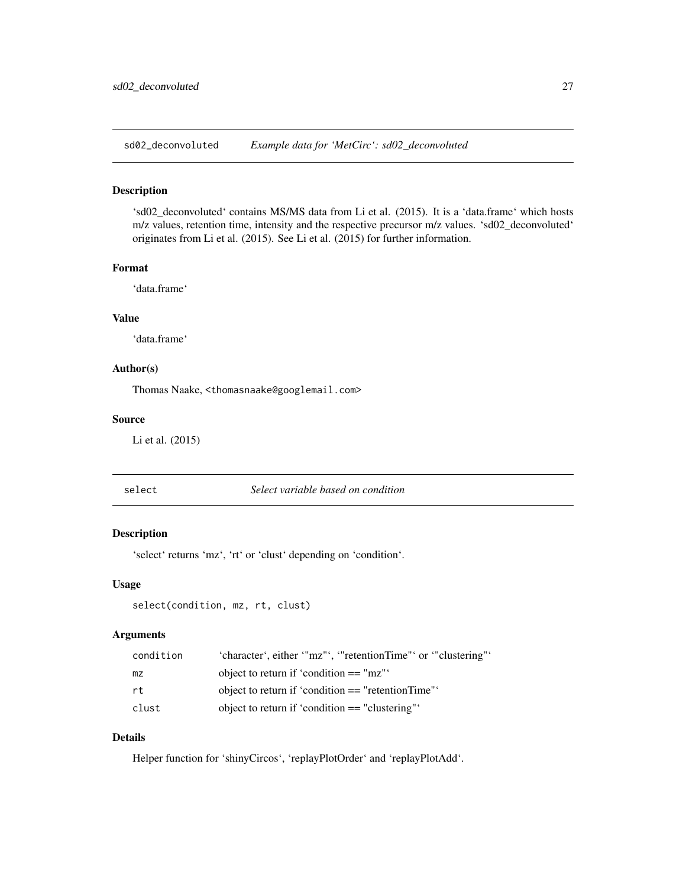## sd02_deconvoluted — *Example data for ‘MetCirc‘: sd02_deconvoluted*

### Description

‘sd02_deconvoluted‘ contains MS/MS data from Li et al. (2015). It is a ‘data.frame‘ which hosts m/z values, retention time, intensity and the respective precursor m/z values. ‘sd02_deconvoluted‘ originates from Li et al. (2015). See Li et al. (2015) for further information.

### Format

‘data.frame‘

### Value

‘data.frame‘

### Author(s)

Thomas Naake, <thomasnaake@googlemail.com>

### Source

Li et al. (2015)

## select — *Select variable based on condition*

### Description

‘select‘ returns ‘mz‘, ‘rt‘ or ‘clust‘ depending on ‘condition‘.

### Usage

```
select(condition, mz, rt, clust)
```

### Arguments

| | |
|---|---|
| `condition` | ‘character‘, either ‘"mz"‘, ‘"retentionTime"‘ or ‘"clustering"‘ |
| `mz` | object to return if ‘condition == "mz"‘ |
| `rt` | object to return if ‘condition == "retentionTime"‘ |
| `clust` | object to return if ‘condition == "clustering"‘ |

### Details

Helper function for ‘shinyCircos‘, ‘replayPlotOrder‘ and ‘replayPlotAdd‘.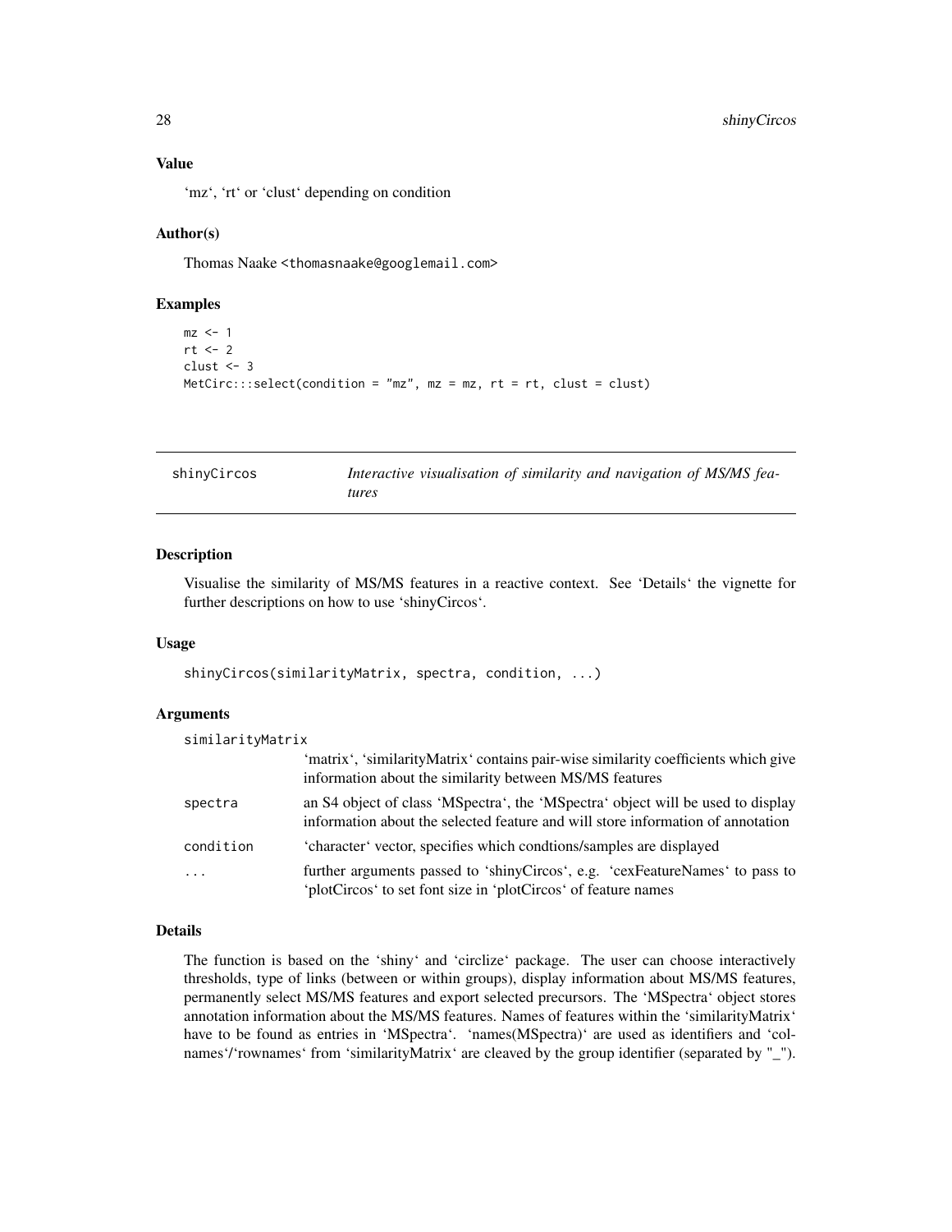### Value

'mz', 'rt' or 'clust' depending on condition

### Author(s)

Thomas Naake <thomasnaake@googlemail.com>

### Examples

```
mz <- 1
rt <- 2
clust <- 3
MetCirc:::select(condition = "mz", mz = mz, rt = rt, clust = clust)
```

---

## shinyCircos — *Interactive visualisation of similarity and navigation of MS/MS features*

---

### Description

Visualise the similarity of MS/MS features in a reactive context. See 'Details' the vignette for further descriptions on how to use 'shinyCircos'.

### Usage

```
shinyCircos(similarityMatrix, spectra, condition, ...)
```

### Arguments

| | |
|---|---|
| similarityMatrix | 'matrix', 'similarityMatrix' contains pair-wise similarity coefficients which give information about the similarity between MS/MS features |
| spectra | an S4 object of class 'MSpectra', the 'MSpectra' object will be used to display information about the selected feature and will store information of annotation |
| condition | 'character' vector, specifies which condtions/samples are displayed |
| ... | further arguments passed to 'shinyCircos', e.g. 'cexFeatureNames' to pass to 'plotCircos' to set font size in 'plotCircos' of feature names |

### Details

The function is based on the 'shiny' and 'circlize' package. The user can choose interactively thresholds, type of links (between or within groups), display information about MS/MS features, permanently select MS/MS features and export selected precursors. The 'MSpectra' object stores annotation information about the MS/MS features. Names of features within the 'similarityMatrix' have to be found as entries in 'MSpectra'. 'names(MSpectra)' are used as identifiers and 'colnames'/'rownames' from 'similarityMatrix' are cleaved by the group identifier (separated by "_").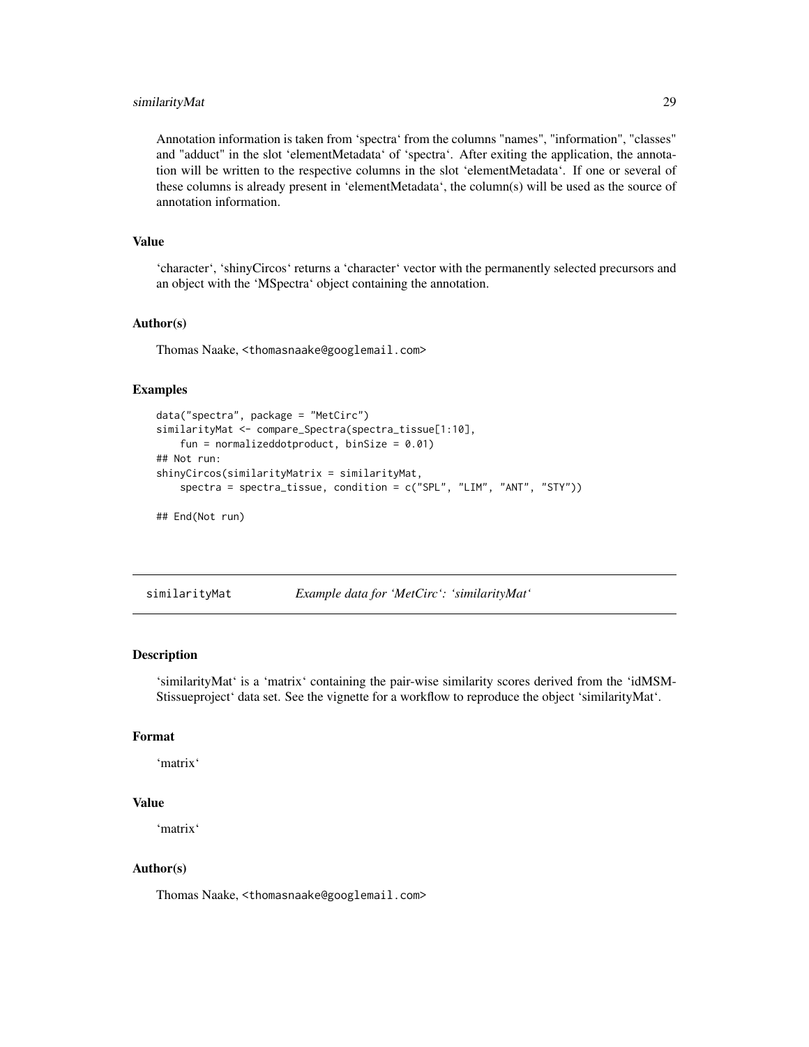Annotation information is taken from 'spectra' from the columns "names", "information", "classes" and "adduct" in the slot 'elementMetadata' of 'spectra'. After exiting the application, the annotation will be written to the respective columns in the slot 'elementMetadata'. If one or several of these columns is already present in 'elementMetadata', the column(s) will be used as the source of annotation information.

### Value

'character', 'shinyCircos' returns a 'character' vector with the permanently selected precursors and an object with the 'MSpectra' object containing the annotation.

### Author(s)

Thomas Naake, <thomasnaake@googlemail.com>

### Examples

```
data("spectra", package = "MetCirc")
similarityMat <- compare_Spectra(spectra_tissue[1:10],
    fun = normalizeddotproduct, binSize = 0.01)
## Not run:
shinyCircos(similarityMatrix = similarityMat,
    spectra = spectra_tissue, condition = c("SPL", "LIM", "ANT", "STY"))

## End(Not run)
```

---

## similarityMat — *Example data for 'MetCirc': 'similarityMat'*

### Description

'similarityMat' is a 'matrix' containing the pair-wise similarity scores derived from the 'idMSMStissueproject' data set. See the vignette for a workflow to reproduce the object 'similarityMat'.

### Format

'matrix'

### Value

'matrix'

### Author(s)

Thomas Naake, <thomasnaake@googlemail.com>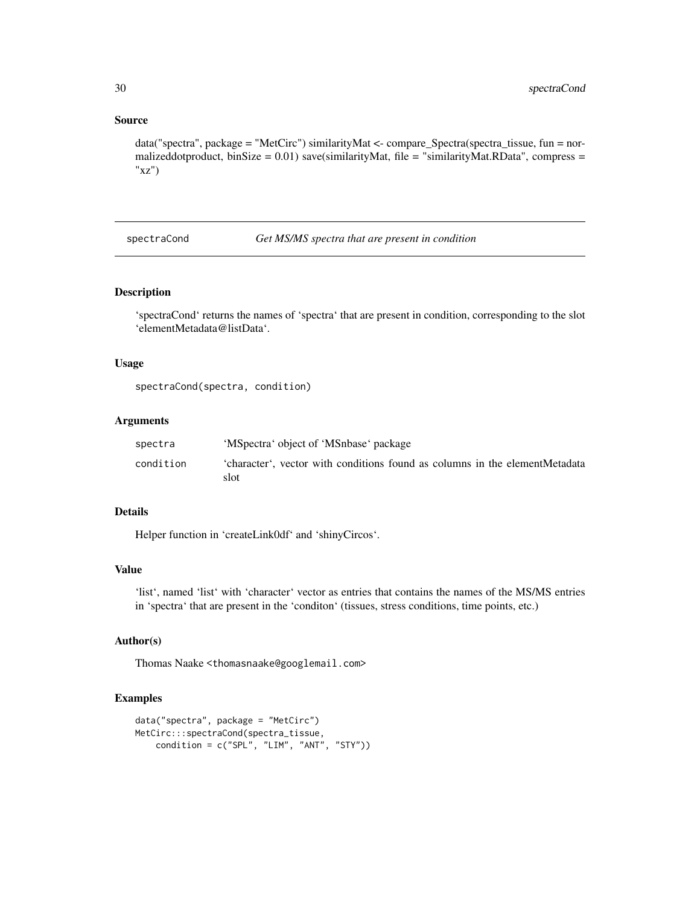### Source

data("spectra", package = "MetCirc") similarityMat <- compare_Spectra(spectra_tissue, fun = normalizeddotproduct, binSize = 0.01) save(similarityMat, file = "similarityMat.RData", compress = "xz")

---

## spectraCond — *Get MS/MS spectra that are present in condition*

---

### Description

'spectraCond' returns the names of 'spectra' that are present in condition, corresponding to the slot 'elementMetadata@listData'.

### Usage

```
spectraCond(spectra, condition)
```

### Arguments

| | |
|---|---|
| spectra | 'MSpectra' object of 'MSnbase' package |
| condition | 'character', vector with conditions found as columns in the elementMetadata slot |

### Details

Helper function in 'createLink0df' and 'shinyCircos'.

### Value

'list', named 'list' with 'character' vector as entries that contains the names of the MS/MS entries in 'spectra' that are present in the 'conditon' (tissues, stress conditions, time points, etc.)

### Author(s)

Thomas Naake <thomasnaake@googlemail.com>

### Examples

```
data("spectra", package = "MetCirc")
MetCirc:::spectraCond(spectra_tissue,
    condition = c("SPL", "LIM", "ANT", "STY"))
```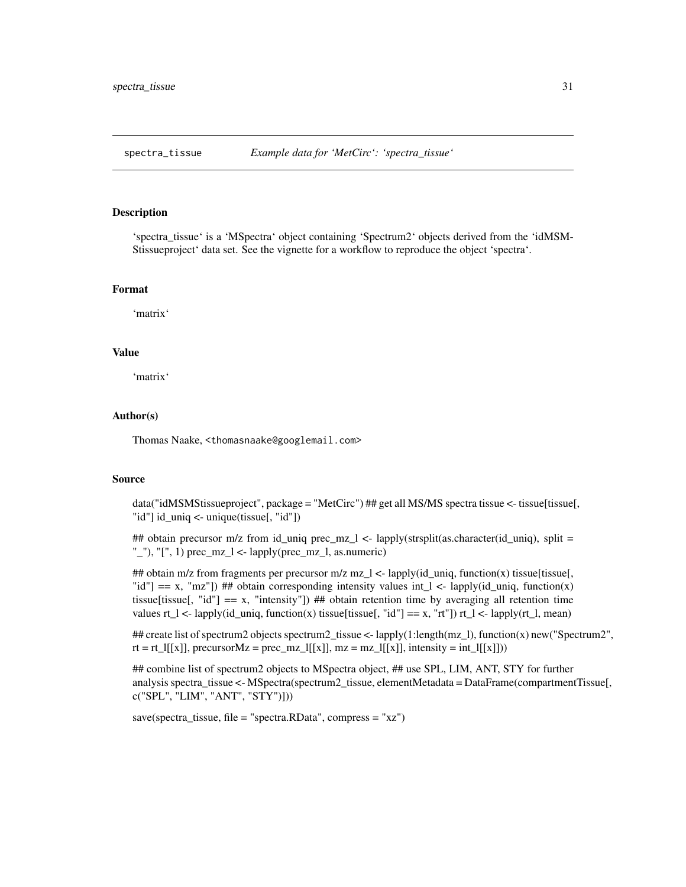spectra_tissue *Example data for 'MetCirc': 'spectra_tissue'*

### Description

'spectra_tissue' is a 'MSpectra' object containing 'Spectrum2' objects derived from the 'idMSMStissueproject' data set. See the vignette for a workflow to reproduce the object 'spectra'.

### Format

'matrix'

### Value

'matrix'

### Author(s)

Thomas Naake, <thomasnaake@googlemail.com>

### Source

data("idMSMStissueproject", package = "MetCirc") ## get all MS/MS spectra tissue <- tissue[tissue[, "id"] id_uniq <- unique(tissue[, "id"])

## obtain precursor m/z from id_uniq prec_mz_l <- lapply(strsplit(as.character(id_uniq), split = "_"), "[", 1) prec_mz_l <- lapply(prec_mz_l, as.numeric)

## obtain m/z from fragments per precursor m/z mz_l <- lapply(id_uniq, function(x) tissue[tissue[, "id"] == x, "mz"]) ## obtain corresponding intensity values int_l <- lapply(id_uniq, function(x) tissue[tissue[, "id"] == x, "intensity"]) ## obtain retention time by averaging all retention time values rt_l <- lapply(id_uniq, function(x) tissue[tissue[, "id"] == x, "rt"]) rt_l <- lapply(rt_l, mean)

## create list of spectrum2 objects spectrum2_tissue <- lapply(1:length(mz_l), function(x) new("Spectrum2", rt = rt_l[[x]], precursorMz = prec_mz_l[[x]], mz = mz_l[[x]], intensity = int_l[[x]]))

## combine list of spectrum2 objects to MSpectra object, ## use SPL, LIM, ANT, STY for further analysis spectra_tissue <- MSpectra(spectrum2_tissue, elementMetadata = DataFrame(compartmentTissue[, c("SPL", "LIM", "ANT", "STY")]))

save(spectra_tissue, file = "spectra.RData", compress = "xz")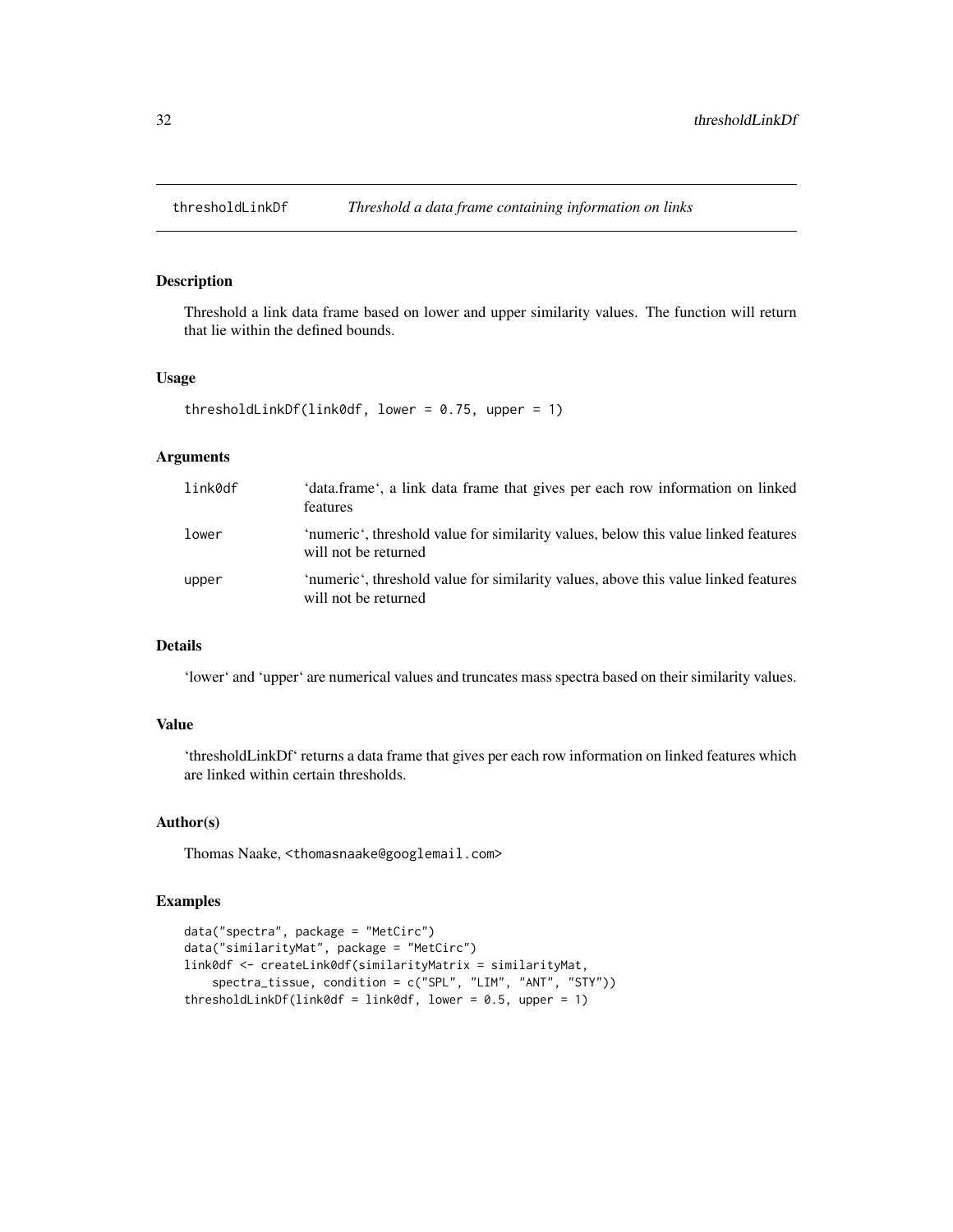# thresholdLinkDf — *Threshold a data frame containing information on links*

## Description

Threshold a link data frame based on lower and upper similarity values. The function will return that lie within the defined bounds.

## Usage

```
thresholdLinkDf(link0df, lower = 0.75, upper = 1)
```

## Arguments

| | |
|---|---|
| link0df | 'data.frame', a link data frame that gives per each row information on linked features |
| lower | 'numeric', threshold value for similarity values, below this value linked features will not be returned |
| upper | 'numeric', threshold value for similarity values, above this value linked features will not be returned |

## Details

'lower' and 'upper' are numerical values and truncates mass spectra based on their similarity values.

## Value

'thresholdLinkDf' returns a data frame that gives per each row information on linked features which are linked within certain thresholds.

## Author(s)

Thomas Naake, <thomasnaake@googlemail.com>

## Examples

```
data("spectra", package = "MetCirc")
data("similarityMat", package = "MetCirc")
link0df <- createLink0df(similarityMatrix = similarityMat,
    spectra_tissue, condition = c("SPL", "LIM", "ANT", "STY"))
thresholdLinkDf(link0df = link0df, lower = 0.5, upper = 1)
```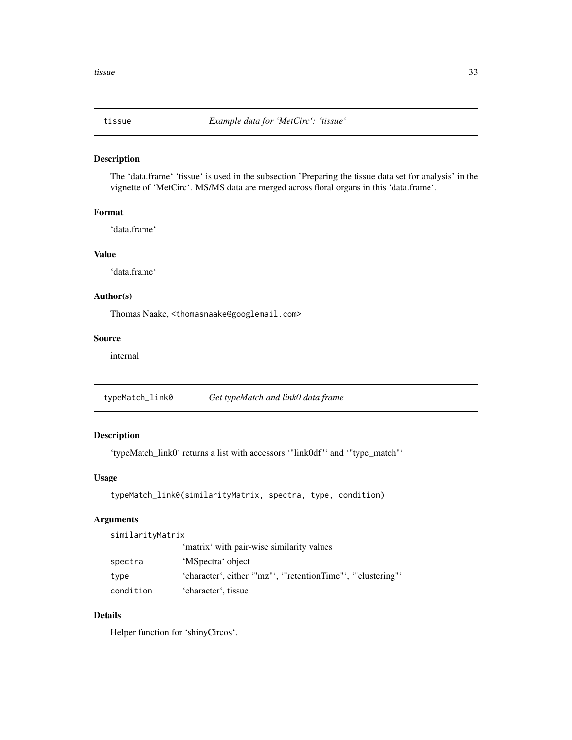## tissue *Example data for 'MetCirc': 'tissue'*

### Description

The 'data.frame' 'tissue' is used in the subsection 'Preparing the tissue data set for analysis' in the vignette of 'MetCirc'. MS/MS data are merged across floral organs in this 'data.frame'.

### Format

'data.frame'

### Value

'data.frame'

### Author(s)

Thomas Naake, <thomasnaake@googlemail.com>

### Source

internal

## typeMatch_link0 *Get typeMatch and link0 data frame*

### Description

'typeMatch_link0' returns a list with accessors '"link0df"' and '"type_match"'

### Usage

```
typeMatch_link0(similarityMatrix, spectra, type, condition)
```

### Arguments

| | |
|---|---|
| similarityMatrix | 'matrix' with pair-wise similarity values |
| spectra | 'MSpectra' object |
| type | 'character', either '"mz"', '"retentionTime"', '"clustering"' |
| condition | 'character', tissue |

### Details

Helper function for 'shinyCircos'.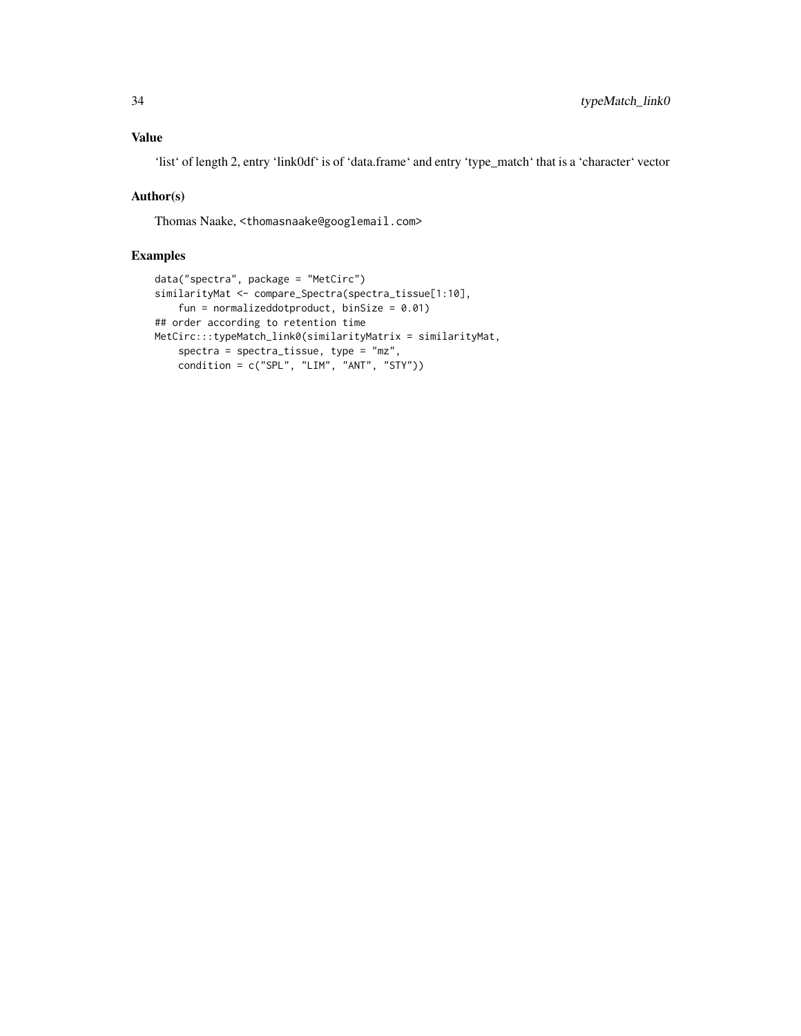## Value

'list' of length 2, entry 'link0df' is of 'data.frame' and entry 'type_match' that is a 'character' vector

## Author(s)

Thomas Naake, <thomasnaake@googlemail.com>

## Examples

```
data("spectra", package = "MetCirc")
similarityMat <- compare_Spectra(spectra_tissue[1:10],
    fun = normalizeddotproduct, binSize = 0.01)
## order according to retention time
MetCirc:::typeMatch_link0(similarityMatrix = similarityMat,
    spectra = spectra_tissue, type = "mz",
    condition = c("SPL", "LIM", "ANT", "STY"))
```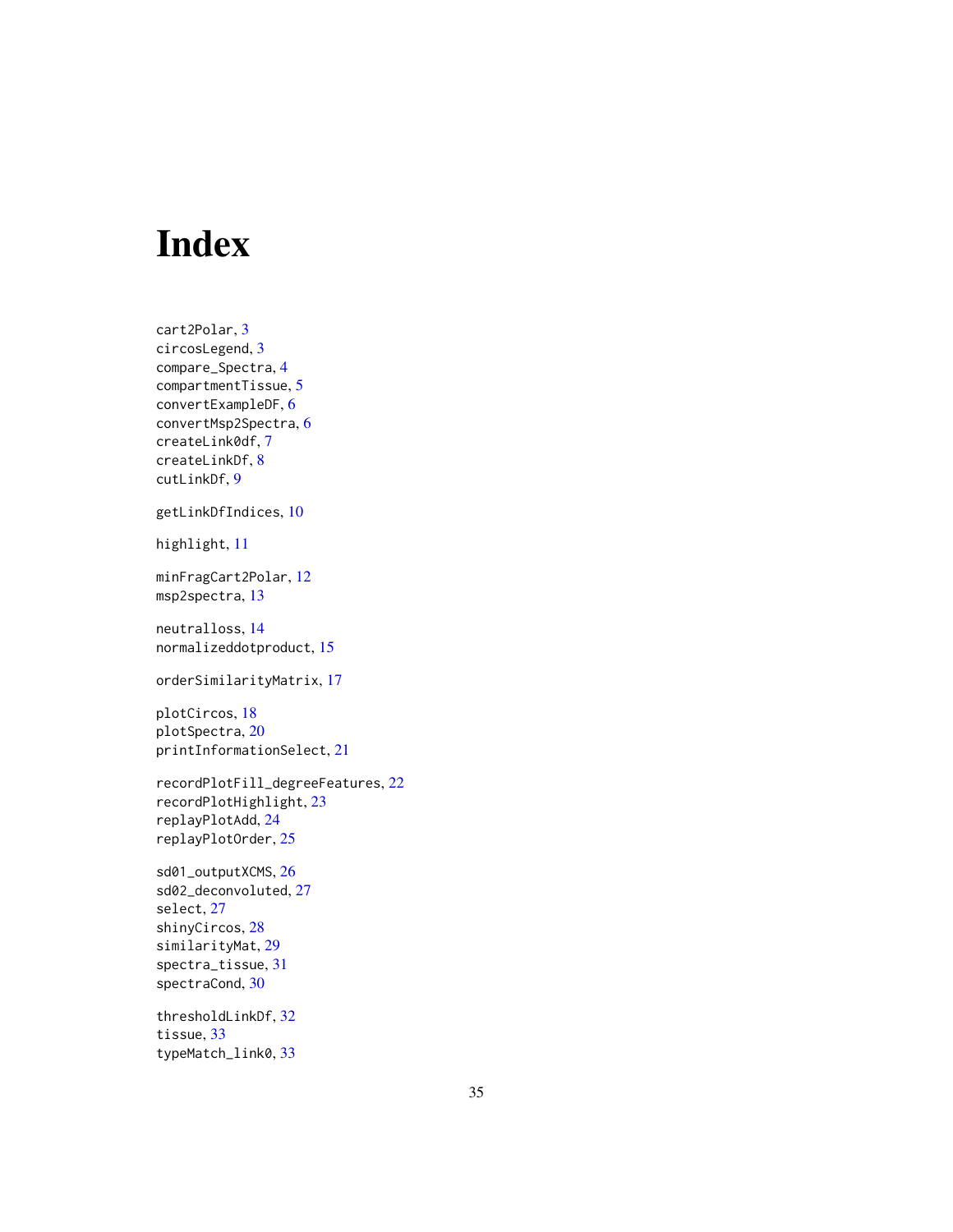# Index

cart2Polar, 3
circosLegend, 3
compare_Spectra, 4
compartmentTissue, 5
convertExampleDF, 6
convertMsp2Spectra, 6
createLink0df, 7
createLinkDf, 8
cutLinkDf, 9

getLinkDfIndices, 10

highlight, 11

minFragCart2Polar, 12
msp2spectra, 13

neutralloss, 14
normalizeddotproduct, 15

orderSimilarityMatrix, 17

plotCircos, 18
plotSpectra, 20
printInformationSelect, 21

recordPlotFill_degreeFeatures, 22
recordPlotHighlight, 23
replayPlotAdd, 24
replayPlotOrder, 25

sd01_outputXCMS, 26
sd02_deconvoluted, 27
select, 27
shinyCircos, 28
similarityMat, 29
spectra_tissue, 31
spectraCond, 30

thresholdLinkDf, 32
tissue, 33
typeMatch_link0, 33